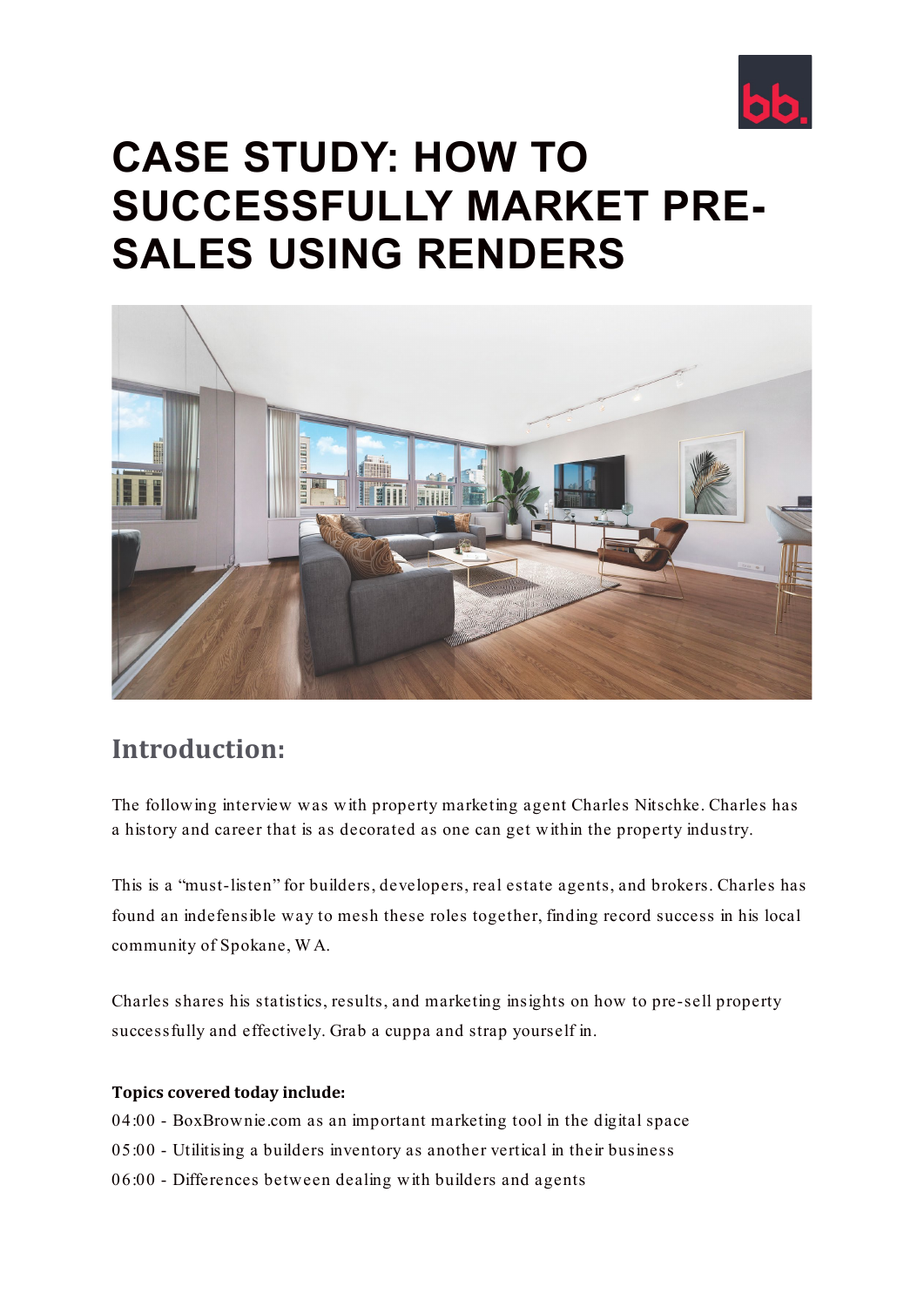# CASE STUDY: HOW TO SUCCESSFULLY MARKET PRE-SALES USING RENDERS

## Introduction:

The following interview was with property marketing agent Charles Nitschke. Charles has a history and career that is as decorated as one can get within the property industry.

This is a "must-listen" for builders, developers, real estate agents, and brokers. Charles has found an indefensible way to mesh these roles together, finding record success in his local community of Spokane, WA.

Charles shares his statistics, results, and marketing insights on how to pre-sell property successfully and effectively. Grab a cuppa and strap yourself in.

**Topics covered today include:**

04:00 - BoxBrownie.com as an important marketing tool in the digital space
05:00 - Utilitising a builders inventory as another vertical in their business
06:00 - Differences between dealing with builders and agents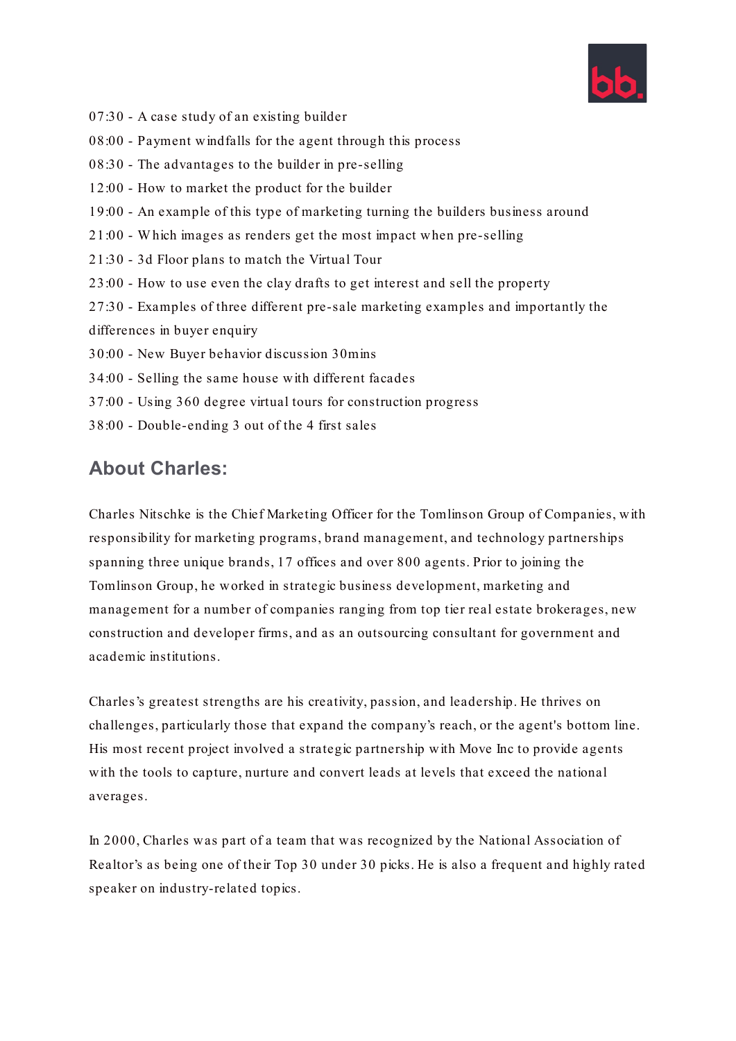07:30 - A case study of an existing builder

08:00 - Payment windfalls for the agent through this process

08:30 - The advantages to the builder in pre-selling

12:00 - How to market the product for the builder

19:00 - An example of this type of marketing turning the builders business around

21:00 - Which images as renders get the most impact when pre-selling

21:30 - 3d Floor plans to match the Virtual Tour

23:00 - How to use even the clay drafts to get interest and sell the property

27:30 - Examples of three different pre-sale marketing examples and importantly the differences in buyer enquiry

30:00 - New Buyer behavior discussion 30mins

34:00 - Selling the same house with different facades

37:00 - Using 360 degree virtual tours for construction progress

38:00 - Double-ending 3 out of the 4 first sales

## About Charles:

Charles Nitschke is the Chief Marketing Officer for the Tomlinson Group of Companies, with responsibility for marketing programs, brand management, and technology partnerships spanning three unique brands, 17 offices and over 800 agents. Prior to joining the Tomlinson Group, he worked in strategic business development, marketing and management for a number of companies ranging from top tier real estate brokerages, new construction and developer firms, and as an outsourcing consultant for government and academic institutions.

Charles's greatest strengths are his creativity, passion, and leadership. He thrives on challenges, particularly those that expand the company's reach, or the agent's bottom line. His most recent project involved a strategic partnership with Move Inc to provide agents with the tools to capture, nurture and convert leads at levels that exceed the national averages.

In 2000, Charles was part of a team that was recognized by the National Association of Realtor's as being one of their Top 30 under 30 picks. He is also a frequent and highly rated speaker on industry-related topics.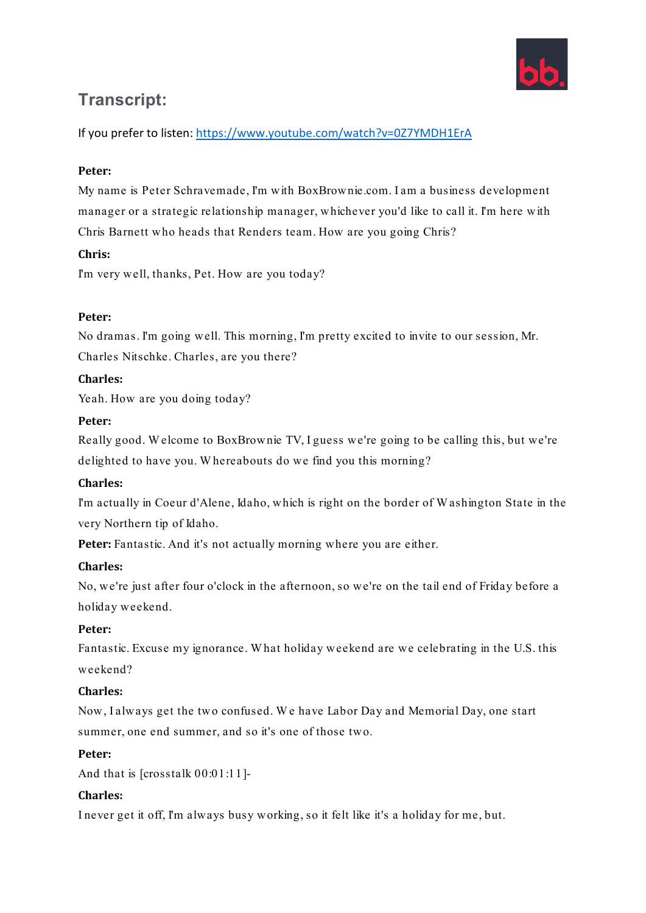## Transcript:

If you prefer to listen: https://www.youtube.com/watch?v=0Z7YMDH1ErA

**Peter:**

My name is Peter Schravemade, I'm with BoxBrownie.com. I am a business development manager or a strategic relationship manager, whichever you'd like to call it. I'm here with Chris Barnett who heads that Renders team. How are you going Chris?

**Chris:**

I'm very well, thanks, Pet. How are you today?

**Peter:**

No dramas. I'm going well. This morning, I'm pretty excited to invite to our session, Mr. Charles Nitschke. Charles, are you there?

**Charles:**

Yeah. How are you doing today?

**Peter:**

Really good. Welcome to BoxBrownie TV, I guess we're going to be calling this, but we're delighted to have you. Whereabouts do we find you this morning?

**Charles:**

I'm actually in Coeur d'Alene, Idaho, which is right on the border of Washington State in the very Northern tip of Idaho.

**Peter:** Fantastic. And it's not actually morning where you are either.

**Charles:**

No, we're just after four o'clock in the afternoon, so we're on the tail end of Friday before a holiday weekend.

**Peter:**

Fantastic. Excuse my ignorance. What holiday weekend are we celebrating in the U.S. this weekend?

**Charles:**

Now, I always get the two confused. We have Labor Day and Memorial Day, one start summer, one end summer, and so it's one of those two.

**Peter:**

And that is [crosstalk 00:01:11]-

**Charles:**

I never get it off, I'm always busy working, so it felt like it's a holiday for me, but.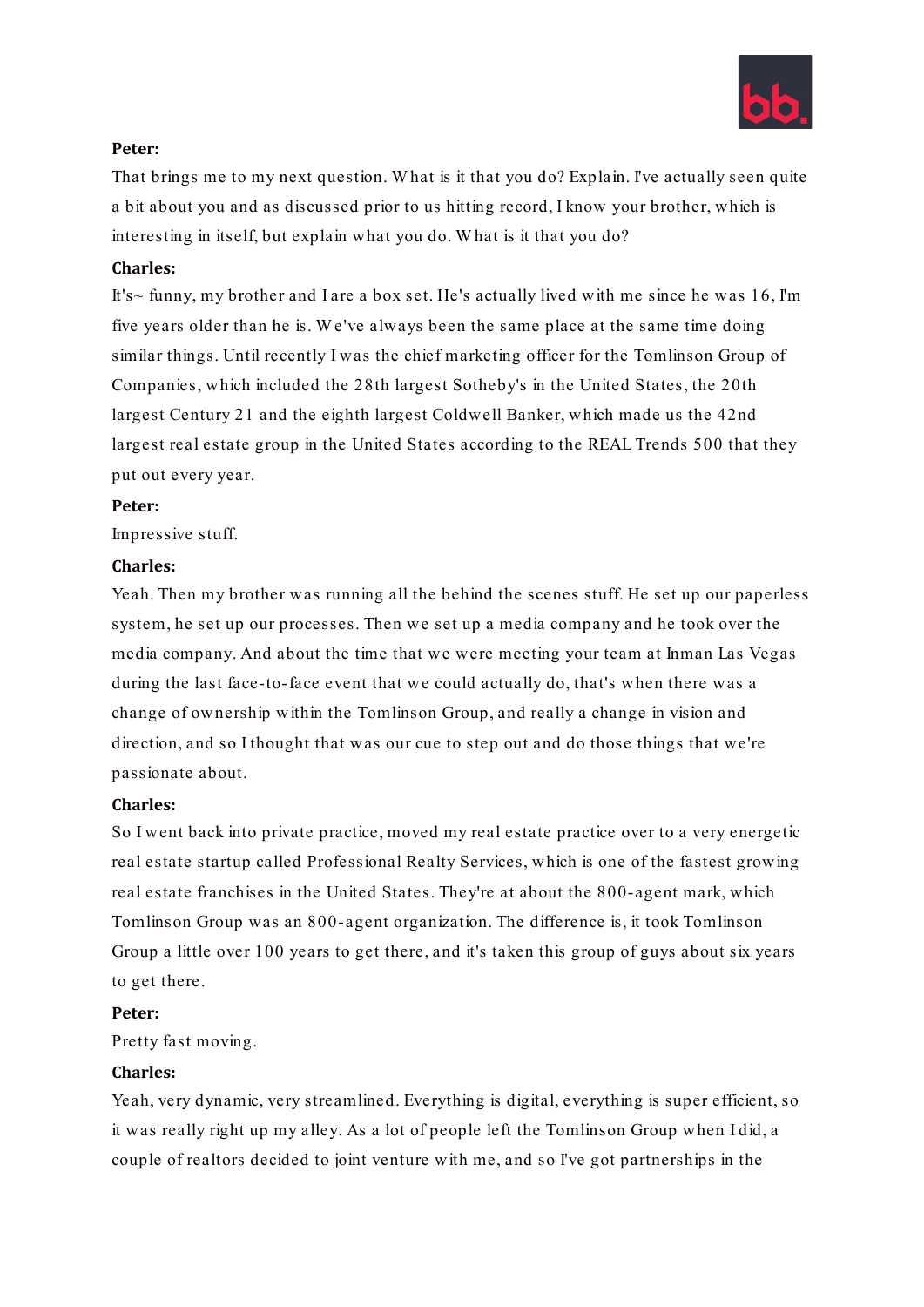**Peter:**

That brings me to my next question. What is it that you do? Explain. I've actually seen quite a bit about you and as discussed prior to us hitting record, I know your brother, which is interesting in itself, but explain what you do. What is it that you do?

**Charles:**

It's~ funny, my brother and I are a box set. He's actually lived with me since he was 16, I'm five years older than he is. We've always been the same place at the same time doing similar things. Until recently I was the chief marketing officer for the Tomlinson Group of Companies, which included the 28th largest Sotheby's in the United States, the 20th largest Century 21 and the eighth largest Coldwell Banker, which made us the 42nd largest real estate group in the United States according to the REAL Trends 500 that they put out every year.

**Peter:**

Impressive stuff.

**Charles:**

Yeah. Then my brother was running all the behind the scenes stuff. He set up our paperless system, he set up our processes. Then we set up a media company and he took over the media company. And about the time that we were meeting your team at Inman Las Vegas during the last face-to-face event that we could actually do, that's when there was a change of ownership within the Tomlinson Group, and really a change in vision and direction, and so I thought that was our cue to step out and do those things that we're passionate about.

**Charles:**

So I went back into private practice, moved my real estate practice over to a very energetic real estate startup called Professional Realty Services, which is one of the fastest growing real estate franchises in the United States. They're at about the 800-agent mark, which Tomlinson Group was an 800-agent organization. The difference is, it took Tomlinson Group a little over 100 years to get there, and it's taken this group of guys about six years to get there.

**Peter:**

Pretty fast moving.

**Charles:**

Yeah, very dynamic, very streamlined. Everything is digital, everything is super efficient, so it was really right up my alley. As a lot of people left the Tomlinson Group when I did, a couple of realtors decided to joint venture with me, and so I've got partnerships in the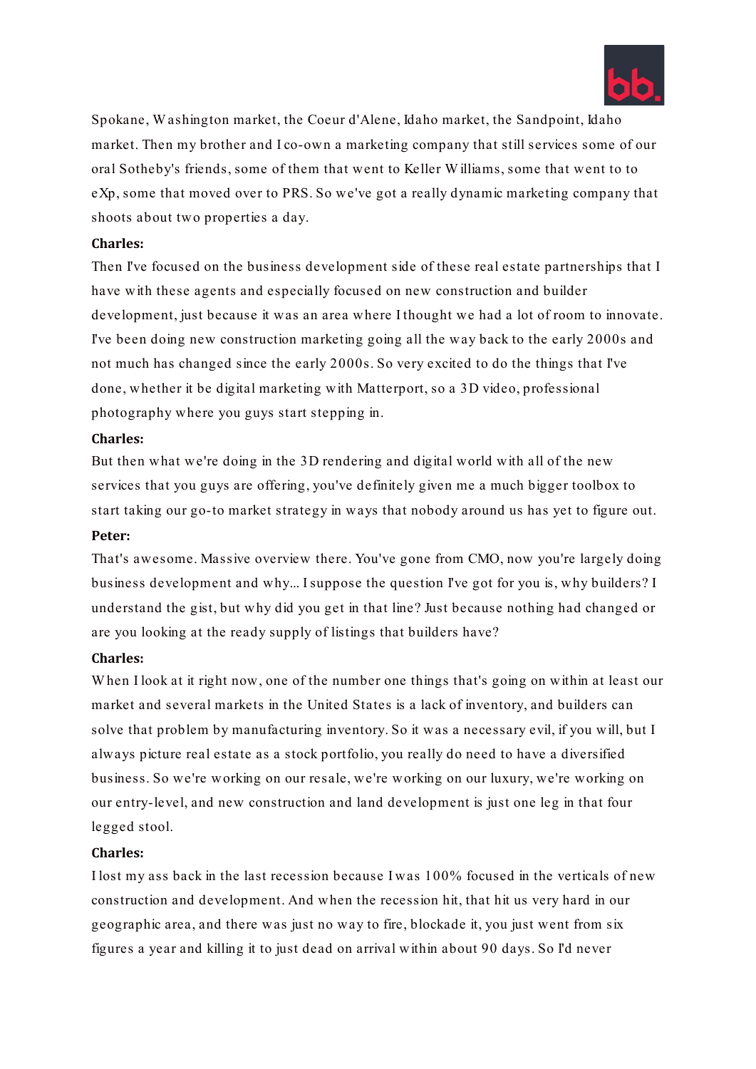Spokane, Washington market, the Coeur d'Alene, Idaho market, the Sandpoint, Idaho market. Then my brother and I co-own a marketing company that still services some of our oral Sotheby's friends, some of them that went to Keller Williams, some that went to to eXp, some that moved over to PRS. So we've got a really dynamic marketing company that shoots about two properties a day.

**Charles:**

Then I've focused on the business development side of these real estate partnerships that I have with these agents and especially focused on new construction and builder development, just because it was an area where I thought we had a lot of room to innovate. I've been doing new construction marketing going all the way back to the early 2000s and not much has changed since the early 2000s. So very excited to do the things that I've done, whether it be digital marketing with Matterport, so a 3D video, professional photography where you guys start stepping in.

**Charles:**

But then what we're doing in the 3D rendering and digital world with all of the new services that you guys are offering, you've definitely given me a much bigger toolbox to start taking our go-to market strategy in ways that nobody around us has yet to figure out.

**Peter:**

That's awesome. Massive overview there. You've gone from CMO, now you're largely doing business development and why... I suppose the question I've got for you is, why builders? I understand the gist, but why did you get in that line? Just because nothing had changed or are you looking at the ready supply of listings that builders have?

**Charles:**

When I look at it right now, one of the number one things that's going on within at least our market and several markets in the United States is a lack of inventory, and builders can solve that problem by manufacturing inventory. So it was a necessary evil, if you will, but I always picture real estate as a stock portfolio, you really do need to have a diversified business. So we're working on our resale, we're working on our luxury, we're working on our entry-level, and new construction and land development is just one leg in that four legged stool.

**Charles:**

I lost my ass back in the last recession because I was 100% focused in the verticals of new construction and development. And when the recession hit, that hit us very hard in our geographic area, and there was just no way to fire, blockade it, you just went from six figures a year and killing it to just dead on arrival within about 90 days. So I'd never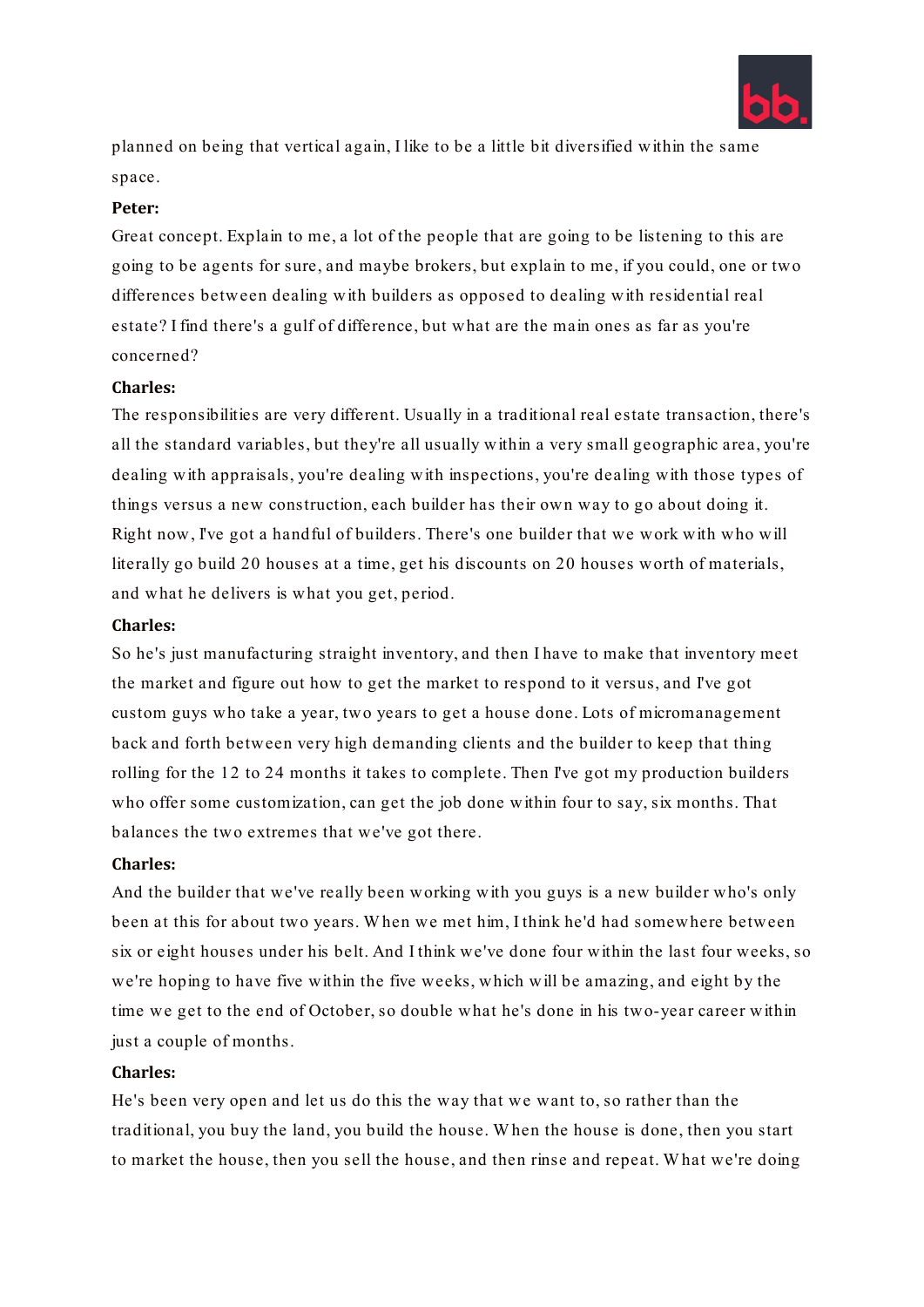planned on being that vertical again, I like to be a little bit diversified within the same space.

**Peter:**

Great concept. Explain to me, a lot of the people that are going to be listening to this are going to be agents for sure, and maybe brokers, but explain to me, if you could, one or two differences between dealing with builders as opposed to dealing with residential real estate? I find there's a gulf of difference, but what are the main ones as far as you're concerned?

**Charles:**

The responsibilities are very different. Usually in a traditional real estate transaction, there's all the standard variables, but they're all usually within a very small geographic area, you're dealing with appraisals, you're dealing with inspections, you're dealing with those types of things versus a new construction, each builder has their own way to go about doing it. Right now, I've got a handful of builders. There's one builder that we work with who will literally go build 20 houses at a time, get his discounts on 20 houses worth of materials, and what he delivers is what you get, period.

**Charles:**

So he's just manufacturing straight inventory, and then I have to make that inventory meet the market and figure out how to get the market to respond to it versus, and I've got custom guys who take a year, two years to get a house done. Lots of micromanagement back and forth between very high demanding clients and the builder to keep that thing rolling for the 12 to 24 months it takes to complete. Then I've got my production builders who offer some customization, can get the job done within four to say, six months. That balances the two extremes that we've got there.

**Charles:**

And the builder that we've really been working with you guys is a new builder who's only been at this for about two years. When we met him, I think he'd had somewhere between six or eight houses under his belt. And I think we've done four within the last four weeks, so we're hoping to have five within the five weeks, which will be amazing, and eight by the time we get to the end of October, so double what he's done in his two-year career within just a couple of months.

**Charles:**

He's been very open and let us do this the way that we want to, so rather than the traditional, you buy the land, you build the house. When the house is done, then you start to market the house, then you sell the house, and then rinse and repeat. What we're doing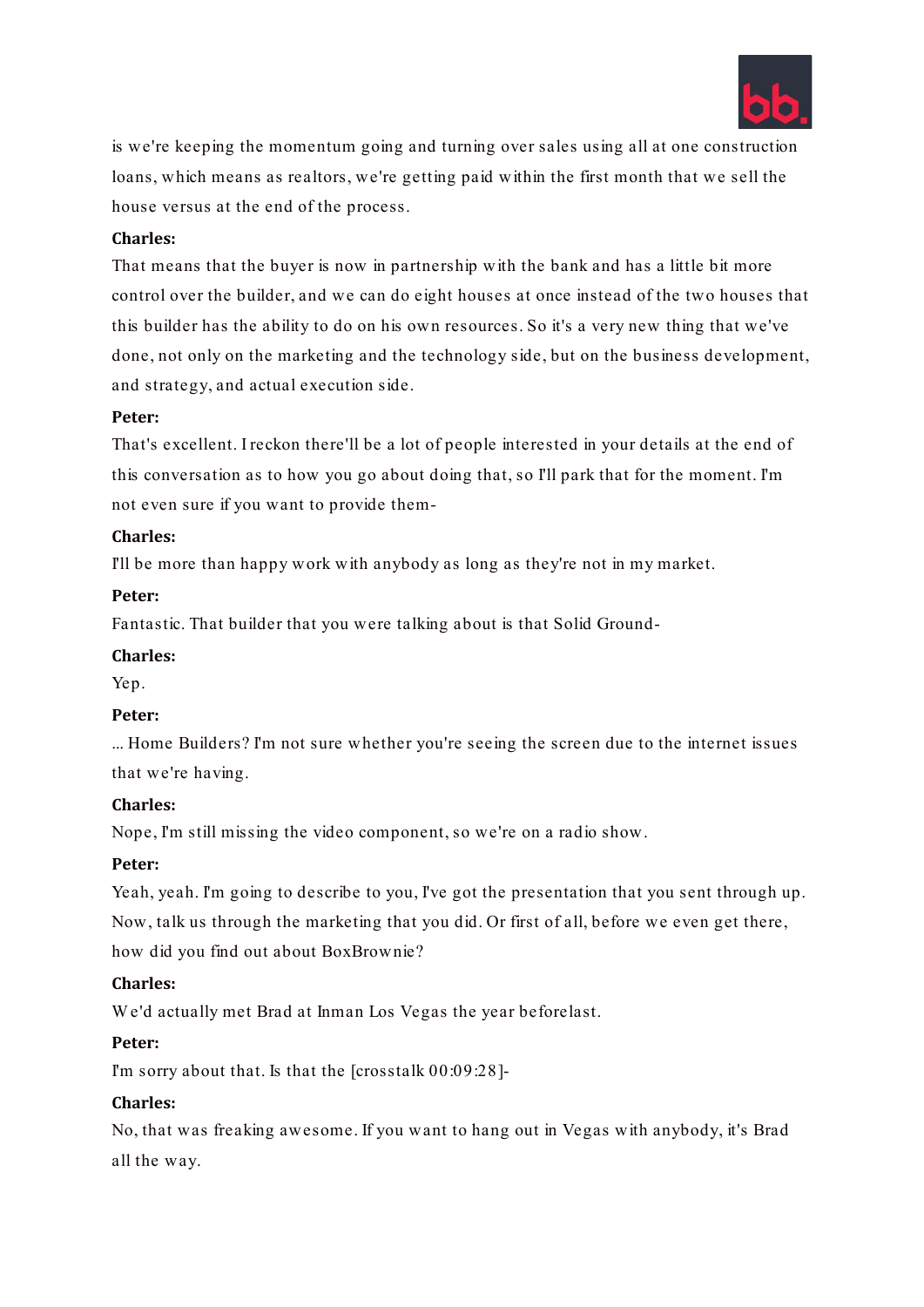is we're keeping the momentum going and turning over sales using all at one construction loans, which means as realtors, we're getting paid within the first month that we sell the house versus at the end of the process.

**Charles:**

That means that the buyer is now in partnership with the bank and has a little bit more control over the builder, and we can do eight houses at once instead of the two houses that this builder has the ability to do on his own resources. So it's a very new thing that we've done, not only on the marketing and the technology side, but on the business development, and strategy, and actual execution side.

**Peter:**

That's excellent. I reckon there'll be a lot of people interested in your details at the end of this conversation as to how you go about doing that, so I'll park that for the moment. I'm not even sure if you want to provide them-

**Charles:**

I'll be more than happy work with anybody as long as they're not in my market.

**Peter:**

Fantastic. That builder that you were talking about is that Solid Ground-

**Charles:**

Yep.

**Peter:**

... Home Builders? I'm not sure whether you're seeing the screen due to the internet issues that we're having.

**Charles:**

Nope, I'm still missing the video component, so we're on a radio show.

**Peter:**

Yeah, yeah. I'm going to describe to you, I've got the presentation that you sent through up. Now, talk us through the marketing that you did. Or first of all, before we even get there, how did you find out about BoxBrownie?

**Charles:**

We'd actually met Brad at Inman Los Vegas the year beforelast.

**Peter:**

I'm sorry about that. Is that the [crosstalk 00:09:28]-

**Charles:**

No, that was freaking awesome. If you want to hang out in Vegas with anybody, it's Brad all the way.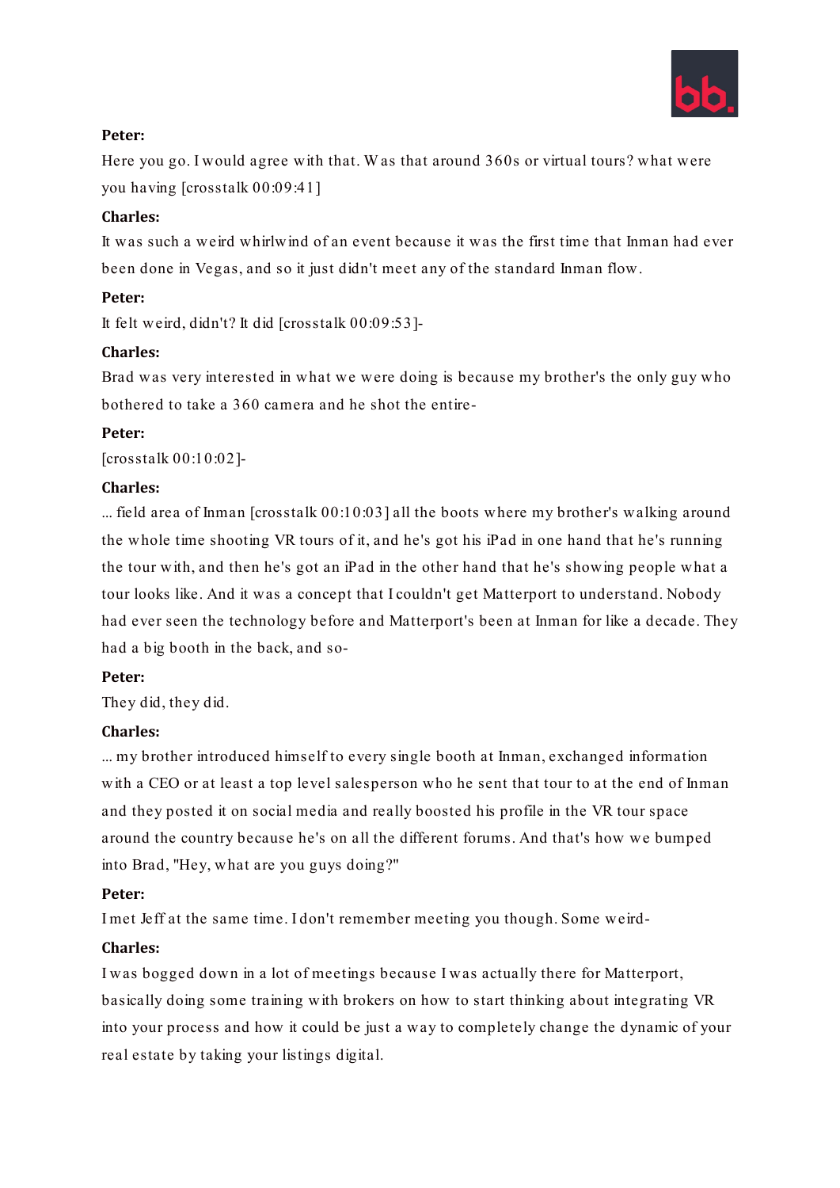**Peter:**

Here you go. I would agree with that. Was that around 360s or virtual tours? what were you having [crosstalk 00:09:41]

**Charles:**

It was such a weird whirlwind of an event because it was the first time that Inman had ever been done in Vegas, and so it just didn't meet any of the standard Inman flow.

**Peter:**

It felt weird, didn't? It did [crosstalk 00:09:53]-

**Charles:**

Brad was very interested in what we were doing is because my brother's the only guy who bothered to take a 360 camera and he shot the entire-

**Peter:**

[crosstalk 00:10:02]-

**Charles:**

... field area of Inman [crosstalk 00:10:03] all the boots where my brother's walking around the whole time shooting VR tours of it, and he's got his iPad in one hand that he's running the tour with, and then he's got an iPad in the other hand that he's showing people what a tour looks like. And it was a concept that I couldn't get Matterport to understand. Nobody had ever seen the technology before and Matterport's been at Inman for like a decade. They had a big booth in the back, and so-

**Peter:**

They did, they did.

**Charles:**

... my brother introduced himself to every single booth at Inman, exchanged information with a CEO or at least a top level salesperson who he sent that tour to at the end of Inman and they posted it on social media and really boosted his profile in the VR tour space around the country because he's on all the different forums. And that's how we bumped into Brad, "Hey, what are you guys doing?"

**Peter:**

I met Jeff at the same time. I don't remember meeting you though. Some weird-

**Charles:**

I was bogged down in a lot of meetings because I was actually there for Matterport, basically doing some training with brokers on how to start thinking about integrating VR into your process and how it could be just a way to completely change the dynamic of your real estate by taking your listings digital.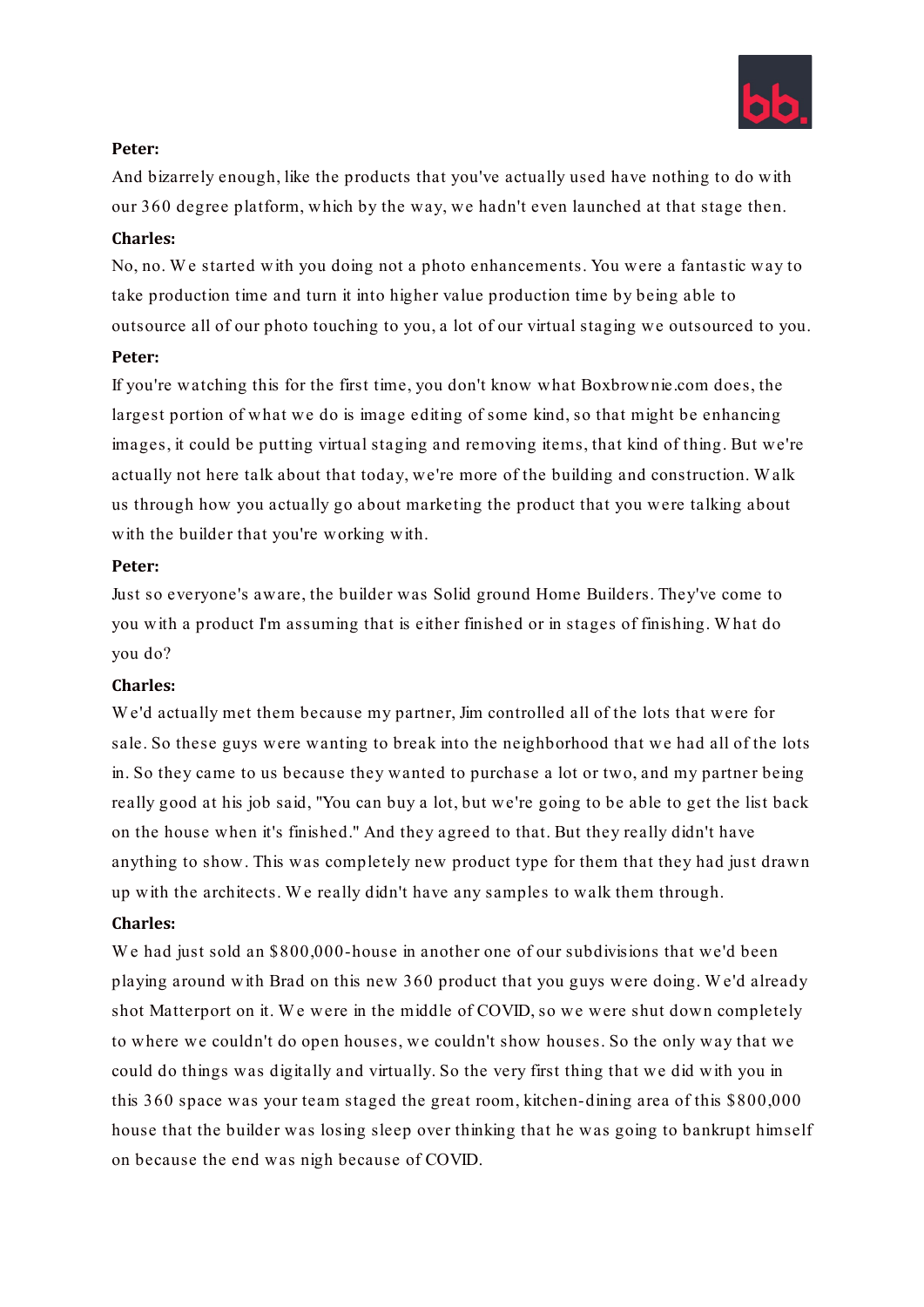**Peter:**

And bizarrely enough, like the products that you've actually used have nothing to do with our 360 degree platform, which by the way, we hadn't even launched at that stage then.

**Charles:**

No, no. We started with you doing not a photo enhancements. You were a fantastic way to take production time and turn it into higher value production time by being able to outsource all of our photo touching to you, a lot of our virtual staging we outsourced to you.

**Peter:**

If you're watching this for the first time, you don't know what Boxbrownie.com does, the largest portion of what we do is image editing of some kind, so that might be enhancing images, it could be putting virtual staging and removing items, that kind of thing. But we're actually not here talk about that today, we're more of the building and construction. Walk us through how you actually go about marketing the product that you were talking about with the builder that you're working with.

**Peter:**

Just so everyone's aware, the builder was Solid ground Home Builders. They've come to you with a product I'm assuming that is either finished or in stages of finishing. What do you do?

**Charles:**

We'd actually met them because my partner, Jim controlled all of the lots that were for sale. So these guys were wanting to break into the neighborhood that we had all of the lots in. So they came to us because they wanted to purchase a lot or two, and my partner being really good at his job said, "You can buy a lot, but we're going to be able to get the list back on the house when it's finished." And they agreed to that. But they really didn't have anything to show. This was completely new product type for them that they had just drawn up with the architects. We really didn't have any samples to walk them through.

**Charles:**

We had just sold an $800,000-house in another one of our subdivisions that we'd been playing around with Brad on this new 360 product that you guys were doing. We'd already shot Matterport on it. We were in the middle of COVID, so we were shut down completely to where we couldn't do open houses, we couldn't show houses. So the only way that we could do things was digitally and virtually. So the very first thing that we did with you in this 360 space was your team staged the great room, kitchen-dining area of this $800,000 house that the builder was losing sleep over thinking that he was going to bankrupt himself on because the end was nigh because of COVID.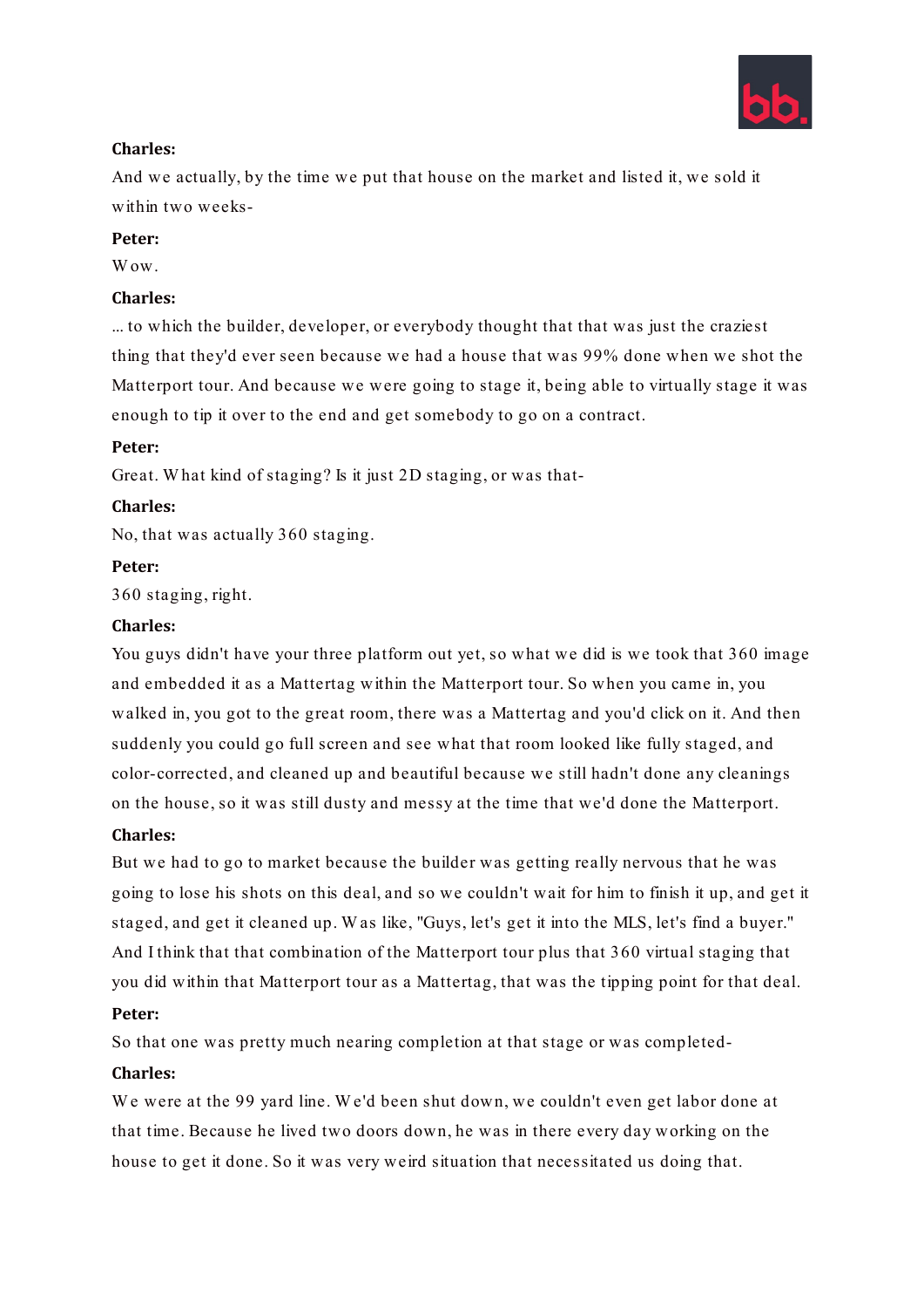**Charles:**

And we actually, by the time we put that house on the market and listed it, we sold it within two weeks-

**Peter:**

Wow.

**Charles:**

... to which the builder, developer, or everybody thought that that was just the craziest thing that they'd ever seen because we had a house that was 99% done when we shot the Matterport tour. And because we were going to stage it, being able to virtually stage it was enough to tip it over to the end and get somebody to go on a contract.

**Peter:**

Great. What kind of staging? Is it just 2D staging, or was that-

**Charles:**

No, that was actually 360 staging.

**Peter:**

360 staging, right.

**Charles:**

You guys didn't have your three platform out yet, so what we did is we took that 360 image and embedded it as a Mattertag within the Matterport tour. So when you came in, you walked in, you got to the great room, there was a Mattertag and you'd click on it. And then suddenly you could go full screen and see what that room looked like fully staged, and color-corrected, and cleaned up and beautiful because we still hadn't done any cleanings on the house, so it was still dusty and messy at the time that we'd done the Matterport.

**Charles:**

But we had to go to market because the builder was getting really nervous that he was going to lose his shots on this deal, and so we couldn't wait for him to finish it up, and get it staged, and get it cleaned up. Was like, "Guys, let's get it into the MLS, let's find a buyer." And I think that that combination of the Matterport tour plus that 360 virtual staging that you did within that Matterport tour as a Mattertag, that was the tipping point for that deal.

**Peter:**

So that one was pretty much nearing completion at that stage or was completed-

**Charles:**

We were at the 99 yard line. We'd been shut down, we couldn't even get labor done at that time. Because he lived two doors down, he was in there every day working on the house to get it done. So it was very weird situation that necessitated us doing that.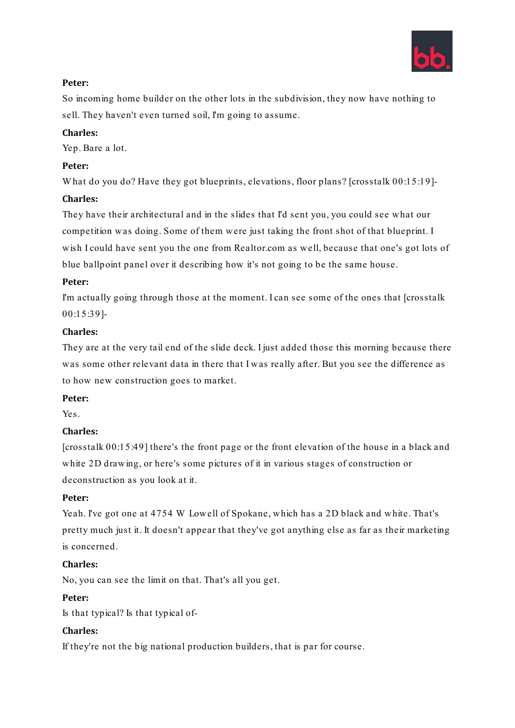**Peter:**

So incoming home builder on the other lots in the subdivision, they now have nothing to sell. They haven't even turned soil, I'm going to assume.

**Charles:**

Yep. Bare a lot.

**Peter:**

What do you do? Have they got blueprints, elevations, floor plans? [crosstalk 00:15:19]-

**Charles:**

They have their architectural and in the slides that I'd sent you, you could see what our competition was doing. Some of them were just taking the front shot of that blueprint. I wish I could have sent you the one from Realtor.com as well, because that one's got lots of blue ballpoint panel over it describing how it's not going to be the same house.

**Peter:**

I'm actually going through those at the moment. I can see some of the ones that [crosstalk 00:15:39]-

**Charles:**

They are at the very tail end of the slide deck. I just added those this morning because there was some other relevant data in there that I was really after. But you see the difference as to how new construction goes to market.

**Peter:**

Yes.

**Charles:**

[crosstalk 00:15:49] there's the front page or the front elevation of the house in a black and white 2D drawing, or here's some pictures of it in various stages of construction or deconstruction as you look at it.

**Peter:**

Yeah. I've got one at 4754 W Lowell of Spokane, which has a 2D black and white. That's pretty much just it. It doesn't appear that they've got anything else as far as their marketing is concerned.

**Charles:**

No, you can see the limit on that. That's all you get.

**Peter:**

Is that typical? Is that typical of-

**Charles:**

If they're not the big national production builders, that is par for course.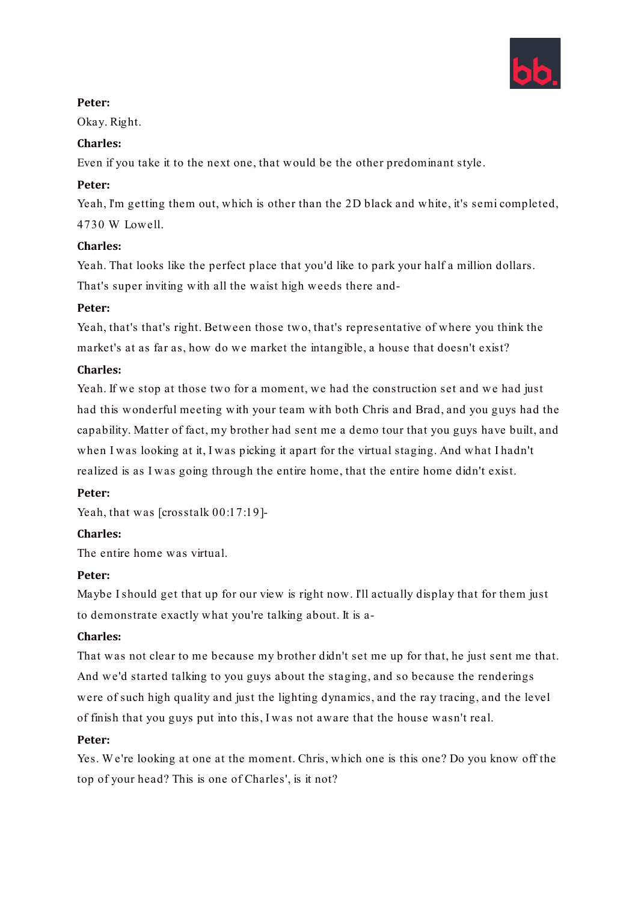**Peter:**

Okay. Right.

**Charles:**

Even if you take it to the next one, that would be the other predominant style.

**Peter:**

Yeah, I'm getting them out, which is other than the 2D black and white, it's semi completed, 4730 W Lowell.

**Charles:**

Yeah. That looks like the perfect place that you'd like to park your half a million dollars. That's super inviting with all the waist high weeds there and-

**Peter:**

Yeah, that's that's right. Between those two, that's representative of where you think the market's at as far as, how do we market the intangible, a house that doesn't exist?

**Charles:**

Yeah. If we stop at those two for a moment, we had the construction set and we had just had this wonderful meeting with your team with both Chris and Brad, and you guys had the capability. Matter of fact, my brother had sent me a demo tour that you guys have built, and when I was looking at it, I was picking it apart for the virtual staging. And what I hadn't realized is as I was going through the entire home, that the entire home didn't exist.

**Peter:**

Yeah, that was [crosstalk 00:17:19]-

**Charles:**

The entire home was virtual.

**Peter:**

Maybe I should get that up for our view is right now. I'll actually display that for them just to demonstrate exactly what you're talking about. It is a-

**Charles:**

That was not clear to me because my brother didn't set me up for that, he just sent me that. And we'd started talking to you guys about the staging, and so because the renderings were of such high quality and just the lighting dynamics, and the ray tracing, and the level of finish that you guys put into this, I was not aware that the house wasn't real.

**Peter:**

Yes. We're looking at one at the moment. Chris, which one is this one? Do you know off the top of your head? This is one of Charles', is it not?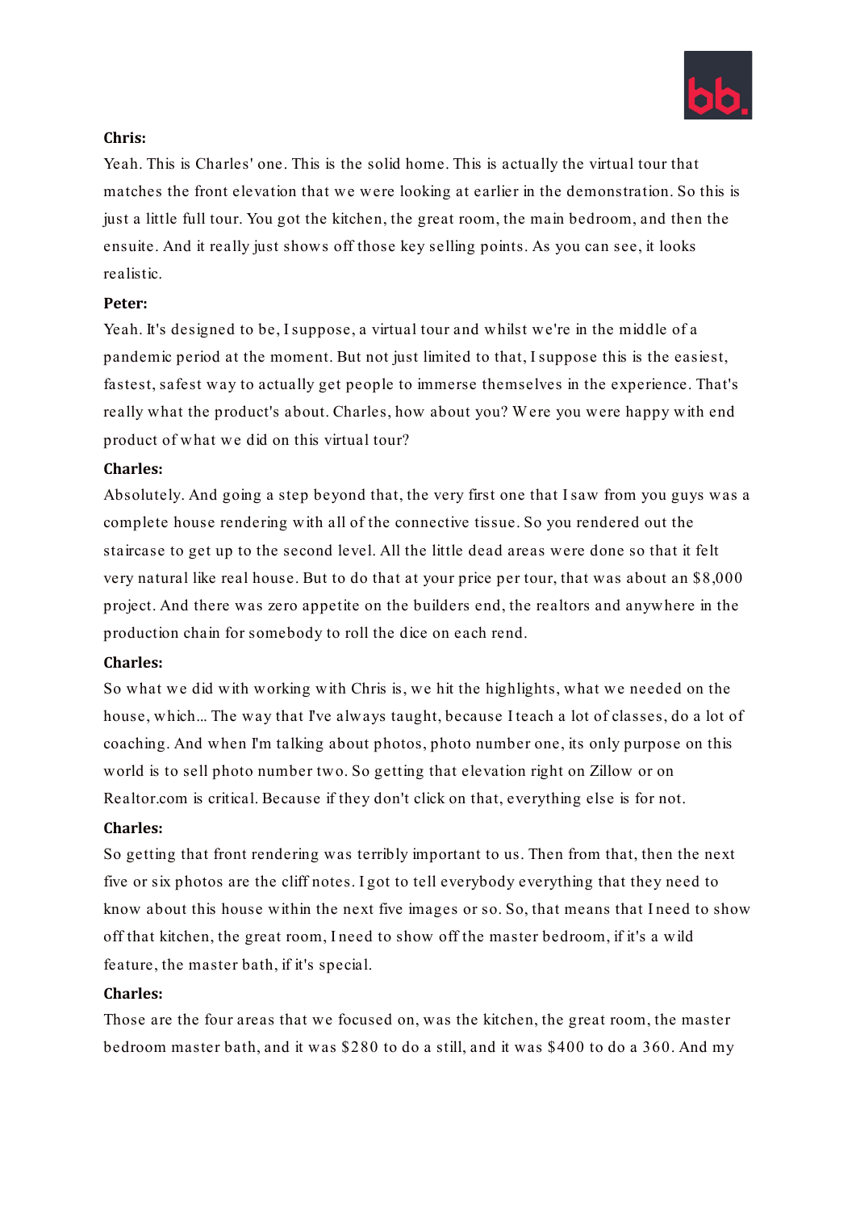**Chris:**

Yeah. This is Charles' one. This is the solid home. This is actually the virtual tour that matches the front elevation that we were looking at earlier in the demonstration. So this is just a little full tour. You got the kitchen, the great room, the main bedroom, and then the ensuite. And it really just shows off those key selling points. As you can see, it looks realistic.

**Peter:**

Yeah. It's designed to be, I suppose, a virtual tour and whilst we're in the middle of a pandemic period at the moment. But not just limited to that, I suppose this is the easiest, fastest, safest way to actually get people to immerse themselves in the experience. That's really what the product's about. Charles, how about you? Were you were happy with end product of what we did on this virtual tour?

**Charles:**

Absolutely. And going a step beyond that, the very first one that I saw from you guys was a complete house rendering with all of the connective tissue. So you rendered out the staircase to get up to the second level. All the little dead areas were done so that it felt very natural like real house. But to do that at your price per tour, that was about an $8,000 project. And there was zero appetite on the builders end, the realtors and anywhere in the production chain for somebody to roll the dice on each rend.

**Charles:**

So what we did with working with Chris is, we hit the highlights, what we needed on the house, which... The way that I've always taught, because I teach a lot of classes, do a lot of coaching. And when I'm talking about photos, photo number one, its only purpose on this world is to sell photo number two. So getting that elevation right on Zillow or on Realtor.com is critical. Because if they don't click on that, everything else is for not.

**Charles:**

So getting that front rendering was terribly important to us. Then from that, then the next five or six photos are the cliff notes. I got to tell everybody everything that they need to know about this house within the next five images or so. So, that means that I need to show off that kitchen, the great room, I need to show off the master bedroom, if it's a wild feature, the master bath, if it's special.

**Charles:**

Those are the four areas that we focused on, was the kitchen, the great room, the master bedroom master bath, and it was $280 to do a still, and it was $400 to do a 360. And my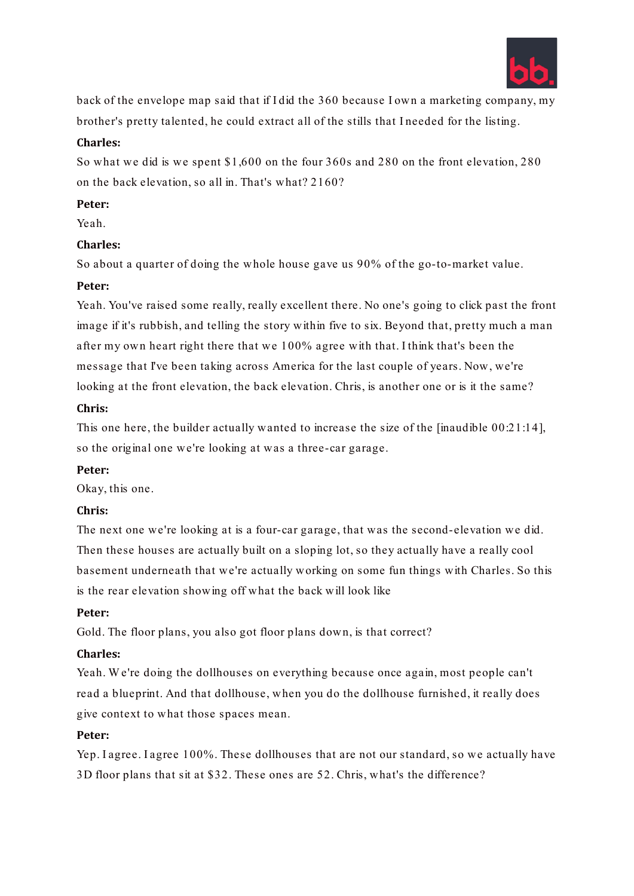back of the envelope map said that if I did the 360 because I own a marketing company, my brother's pretty talented, he could extract all of the stills that I needed for the listing.

**Charles:**

So what we did is we spent $1,600 on the four 360s and 280 on the front elevation, 280 on the back elevation, so all in. That's what? 2160?

**Peter:**

Yeah.

**Charles:**

So about a quarter of doing the whole house gave us 90% of the go-to-market value.

**Peter:**

Yeah. You've raised some really, really excellent there. No one's going to click past the front image if it's rubbish, and telling the story within five to six. Beyond that, pretty much a man after my own heart right there that we 100% agree with that. I think that's been the message that I've been taking across America for the last couple of years. Now, we're looking at the front elevation, the back elevation. Chris, is another one or is it the same?

**Chris:**

This one here, the builder actually wanted to increase the size of the [inaudible 00:21:14], so the original one we're looking at was a three-car garage.

**Peter:**

Okay, this one.

**Chris:**

The next one we're looking at is a four-car garage, that was the second-elevation we did. Then these houses are actually built on a sloping lot, so they actually have a really cool basement underneath that we're actually working on some fun things with Charles. So this is the rear elevation showing off what the back will look like

**Peter:**

Gold. The floor plans, you also got floor plans down, is that correct?

**Charles:**

Yeah. We're doing the dollhouses on everything because once again, most people can't read a blueprint. And that dollhouse, when you do the dollhouse furnished, it really does give context to what those spaces mean.

**Peter:**

Yep. I agree. I agree 100%. These dollhouses that are not our standard, so we actually have 3D floor plans that sit at $32. These ones are 52. Chris, what's the difference?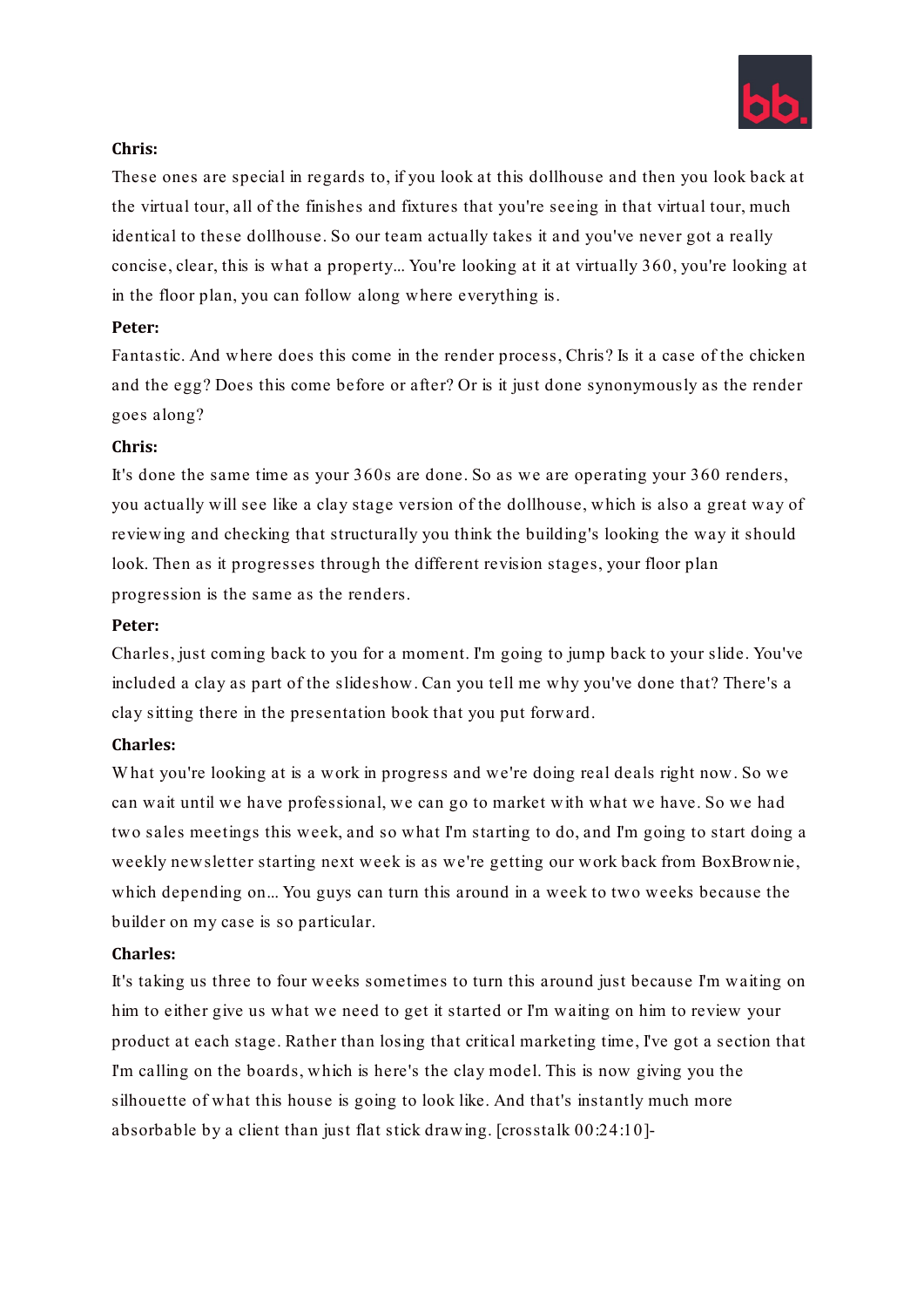**Chris:**

These ones are special in regards to, if you look at this dollhouse and then you look back at the virtual tour, all of the finishes and fixtures that you're seeing in that virtual tour, much identical to these dollhouse. So our team actually takes it and you've never got a really concise, clear, this is what a property... You're looking at it at virtually 360, you're looking at in the floor plan, you can follow along where everything is.

**Peter:**

Fantastic. And where does this come in the render process, Chris? Is it a case of the chicken and the egg? Does this come before or after? Or is it just done synonymously as the render goes along?

**Chris:**

It's done the same time as your 360s are done. So as we are operating your 360 renders, you actually will see like a clay stage version of the dollhouse, which is also a great way of reviewing and checking that structurally you think the building's looking the way it should look. Then as it progresses through the different revision stages, your floor plan progression is the same as the renders.

**Peter:**

Charles, just coming back to you for a moment. I'm going to jump back to your slide. You've included a clay as part of the slideshow. Can you tell me why you've done that? There's a clay sitting there in the presentation book that you put forward.

**Charles:**

What you're looking at is a work in progress and we're doing real deals right now. So we can wait until we have professional, we can go to market with what we have. So we had two sales meetings this week, and so what I'm starting to do, and I'm going to start doing a weekly newsletter starting next week is as we're getting our work back from BoxBrownie, which depending on... You guys can turn this around in a week to two weeks because the builder on my case is so particular.

**Charles:**

It's taking us three to four weeks sometimes to turn this around just because I'm waiting on him to either give us what we need to get it started or I'm waiting on him to review your product at each stage. Rather than losing that critical marketing time, I've got a section that I'm calling on the boards, which is here's the clay model. This is now giving you the silhouette of what this house is going to look like. And that's instantly much more absorbable by a client than just flat stick drawing. [crosstalk 00:24:10]-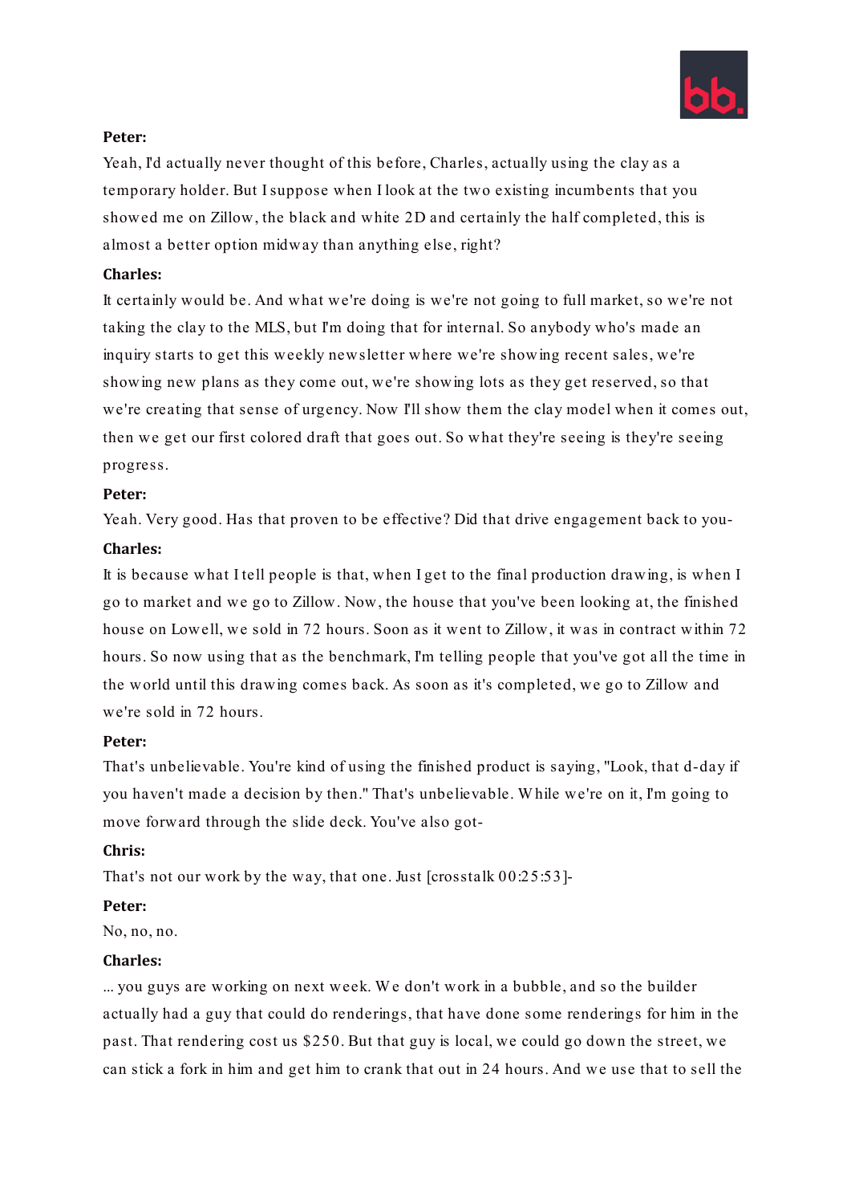**Peter:**

Yeah, I'd actually never thought of this before, Charles, actually using the clay as a temporary holder. But I suppose when I look at the two existing incumbents that you showed me on Zillow, the black and white 2D and certainly the half completed, this is almost a better option midway than anything else, right?

**Charles:**

It certainly would be. And what we're doing is we're not going to full market, so we're not taking the clay to the MLS, but I'm doing that for internal. So anybody who's made an inquiry starts to get this weekly newsletter where we're showing recent sales, we're showing new plans as they come out, we're showing lots as they get reserved, so that we're creating that sense of urgency. Now I'll show them the clay model when it comes out, then we get our first colored draft that goes out. So what they're seeing is they're seeing progress.

**Peter:**

Yeah. Very good. Has that proven to be effective? Did that drive engagement back to you-

**Charles:**

It is because what I tell people is that, when I get to the final production drawing, is when I go to market and we go to Zillow. Now, the house that you've been looking at, the finished house on Lowell, we sold in 72 hours. Soon as it went to Zillow, it was in contract within 72 hours. So now using that as the benchmark, I'm telling people that you've got all the time in the world until this drawing comes back. As soon as it's completed, we go to Zillow and we're sold in 72 hours.

**Peter:**

That's unbelievable. You're kind of using the finished product is saying, "Look, that d-day if you haven't made a decision by then." That's unbelievable. While we're on it, I'm going to move forward through the slide deck. You've also got-

**Chris:**

That's not our work by the way, that one. Just [crosstalk 00:25:53]-

**Peter:**

No, no, no.

**Charles:**

... you guys are working on next week. We don't work in a bubble, and so the builder actually had a guy that could do renderings, that have done some renderings for him in the past. That rendering cost us $250. But that guy is local, we could go down the street, we can stick a fork in him and get him to crank that out in 24 hours. And we use that to sell the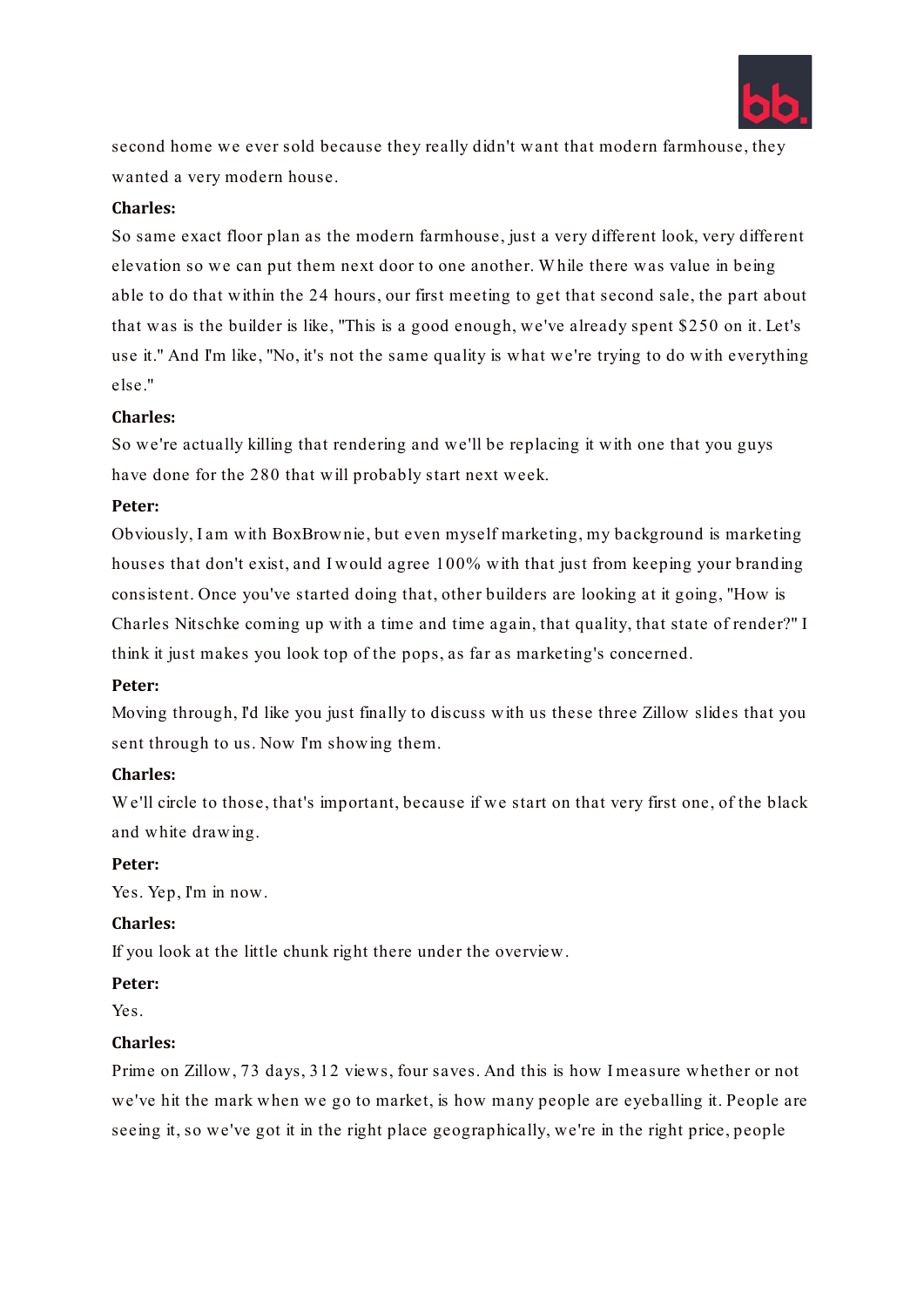second home we ever sold because they really didn't want that modern farmhouse, they wanted a very modern house.

**Charles:**

So same exact floor plan as the modern farmhouse, just a very different look, very different elevation so we can put them next door to one another. While there was value in being able to do that within the 24 hours, our first meeting to get that second sale, the part about that was is the builder is like, "This is a good enough, we've already spent $250 on it. Let's use it." And I'm like, "No, it's not the same quality is what we're trying to do with everything else."

**Charles:**

So we're actually killing that rendering and we'll be replacing it with one that you guys have done for the 280 that will probably start next week.

**Peter:**

Obviously, I am with BoxBrownie, but even myself marketing, my background is marketing houses that don't exist, and I would agree 100% with that just from keeping your branding consistent. Once you've started doing that, other builders are looking at it going, "How is Charles Nitschke coming up with a time and time again, that quality, that state of render?" I think it just makes you look top of the pops, as far as marketing's concerned.

**Peter:**

Moving through, I'd like you just finally to discuss with us these three Zillow slides that you sent through to us. Now I'm showing them.

**Charles:**

We'll circle to those, that's important, because if we start on that very first one, of the black and white drawing.

**Peter:**

Yes. Yep, I'm in now.

**Charles:**

If you look at the little chunk right there under the overview.

**Peter:**

Yes.

**Charles:**

Prime on Zillow, 73 days, 312 views, four saves. And this is how I measure whether or not we've hit the mark when we go to market, is how many people are eyeballing it. People are seeing it, so we've got it in the right place geographically, we're in the right price, people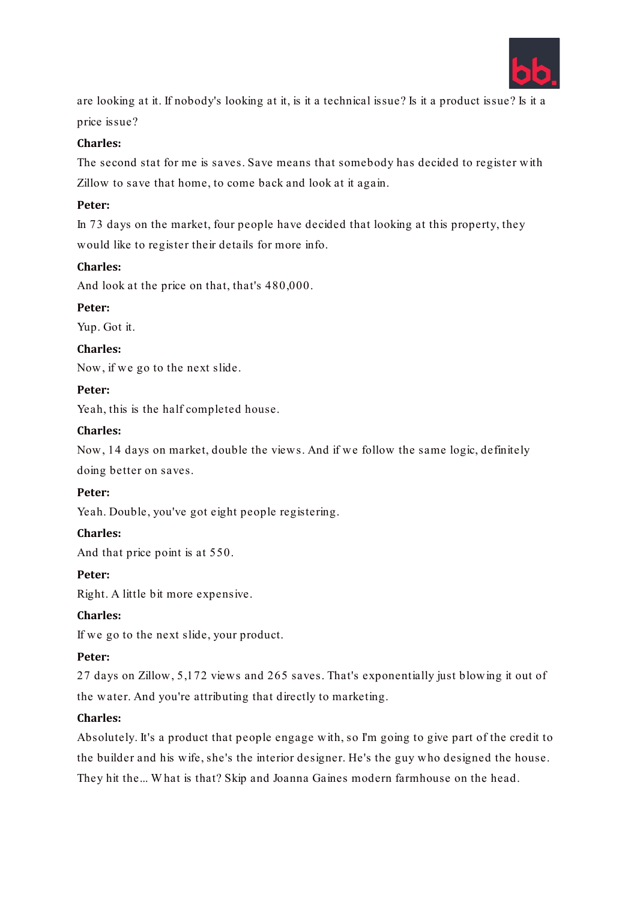are looking at it. If nobody's looking at it, is it a technical issue? Is it a product issue? Is it a price issue?

**Charles:**

The second stat for me is saves. Save means that somebody has decided to register with Zillow to save that home, to come back and look at it again.

**Peter:**

In 73 days on the market, four people have decided that looking at this property, they would like to register their details for more info.

**Charles:**

And look at the price on that, that's 480,000.

**Peter:**

Yup. Got it.

**Charles:**

Now, if we go to the next slide.

**Peter:**

Yeah, this is the half completed house.

**Charles:**

Now, 14 days on market, double the views. And if we follow the same logic, definitely doing better on saves.

**Peter:**

Yeah. Double, you've got eight people registering.

**Charles:**

And that price point is at 550.

**Peter:**

Right. A little bit more expensive.

**Charles:**

If we go to the next slide, your product.

**Peter:**

27 days on Zillow, 5,172 views and 265 saves. That's exponentially just blowing it out of the water. And you're attributing that directly to marketing.

**Charles:**

Absolutely. It's a product that people engage with, so I'm going to give part of the credit to the builder and his wife, she's the interior designer. He's the guy who designed the house. They hit the... What is that? Skip and Joanna Gaines modern farmhouse on the head.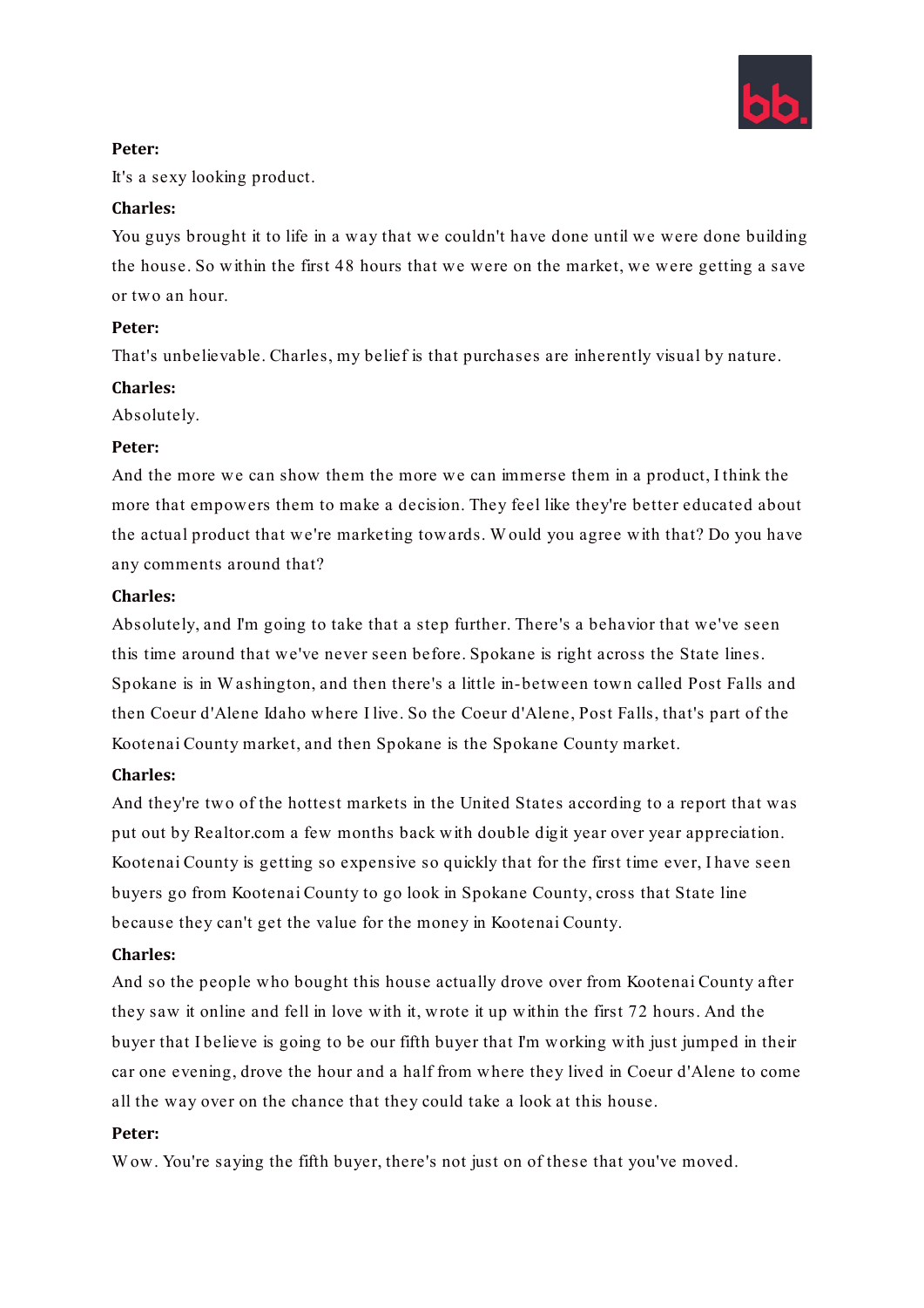**Peter:**

It's a sexy looking product.

**Charles:**

You guys brought it to life in a way that we couldn't have done until we were done building the house. So within the first 48 hours that we were on the market, we were getting a save or two an hour.

**Peter:**

That's unbelievable. Charles, my belief is that purchases are inherently visual by nature.

**Charles:**

Absolutely.

**Peter:**

And the more we can show them the more we can immerse them in a product, I think the more that empowers them to make a decision. They feel like they're better educated about the actual product that we're marketing towards. Would you agree with that? Do you have any comments around that?

**Charles:**

Absolutely, and I'm going to take that a step further. There's a behavior that we've seen this time around that we've never seen before. Spokane is right across the State lines. Spokane is in Washington, and then there's a little in-between town called Post Falls and then Coeur d'Alene Idaho where I live. So the Coeur d'Alene, Post Falls, that's part of the Kootenai County market, and then Spokane is the Spokane County market.

**Charles:**

And they're two of the hottest markets in the United States according to a report that was put out by Realtor.com a few months back with double digit year over year appreciation. Kootenai County is getting so expensive so quickly that for the first time ever, I have seen buyers go from Kootenai County to go look in Spokane County, cross that State line because they can't get the value for the money in Kootenai County.

**Charles:**

And so the people who bought this house actually drove over from Kootenai County after they saw it online and fell in love with it, wrote it up within the first 72 hours. And the buyer that I believe is going to be our fifth buyer that I'm working with just jumped in their car one evening, drove the hour and a half from where they lived in Coeur d'Alene to come all the way over on the chance that they could take a look at this house.

**Peter:**

Wow. You're saying the fifth buyer, there's not just on of these that you've moved.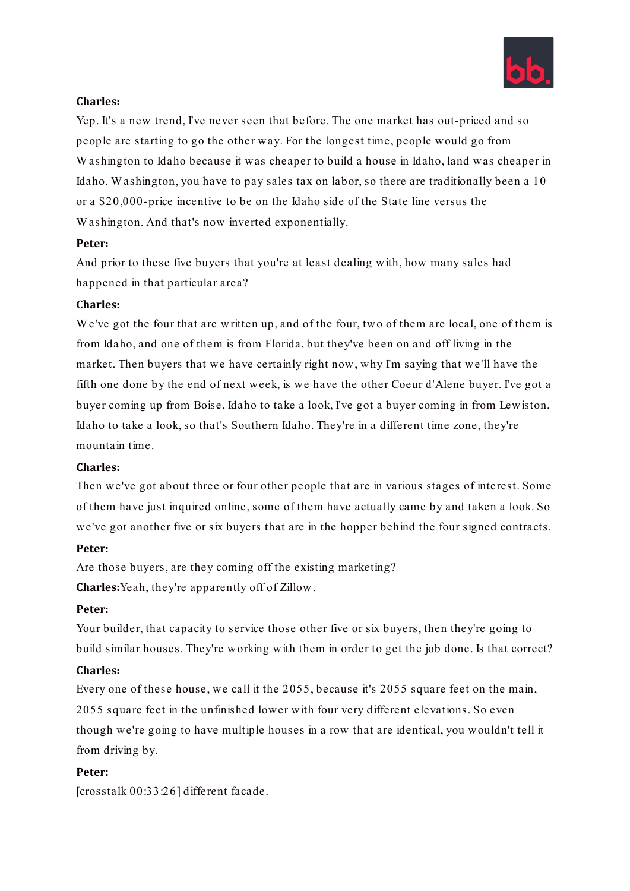**Charles:**

Yep. It's a new trend, I've never seen that before. The one market has out-priced and so people are starting to go the other way. For the longest time, people would go from Washington to Idaho because it was cheaper to build a house in Idaho, land was cheaper in Idaho. Washington, you have to pay sales tax on labor, so there are traditionally been a 10 or a $20,000-price incentive to be on the Idaho side of the State line versus the Washington. And that's now inverted exponentially.

**Peter:**

And prior to these five buyers that you're at least dealing with, how many sales had happened in that particular area?

**Charles:**

We've got the four that are written up, and of the four, two of them are local, one of them is from Idaho, and one of them is from Florida, but they've been on and off living in the market. Then buyers that we have certainly right now, why I'm saying that we'll have the fifth one done by the end of next week, is we have the other Coeur d'Alene buyer. I've got a buyer coming up from Boise, Idaho to take a look, I've got a buyer coming in from Lewiston, Idaho to take a look, so that's Southern Idaho. They're in a different time zone, they're mountain time.

**Charles:**

Then we've got about three or four other people that are in various stages of interest. Some of them have just inquired online, some of them have actually came by and taken a look. So we've got another five or six buyers that are in the hopper behind the four signed contracts.

**Peter:**

Are those buyers, are they coming off the existing marketing?

**Charles:** Yeah, they're apparently off of Zillow.

**Peter:**

Your builder, that capacity to service those other five or six buyers, then they're going to build similar houses. They're working with them in order to get the job done. Is that correct?

**Charles:**

Every one of these house, we call it the 2055, because it's 2055 square feet on the main, 2055 square feet in the unfinished lower with four very different elevations. So even though we're going to have multiple houses in a row that are identical, you wouldn't tell it from driving by.

**Peter:**

[crosstalk 00:33:26] different facade.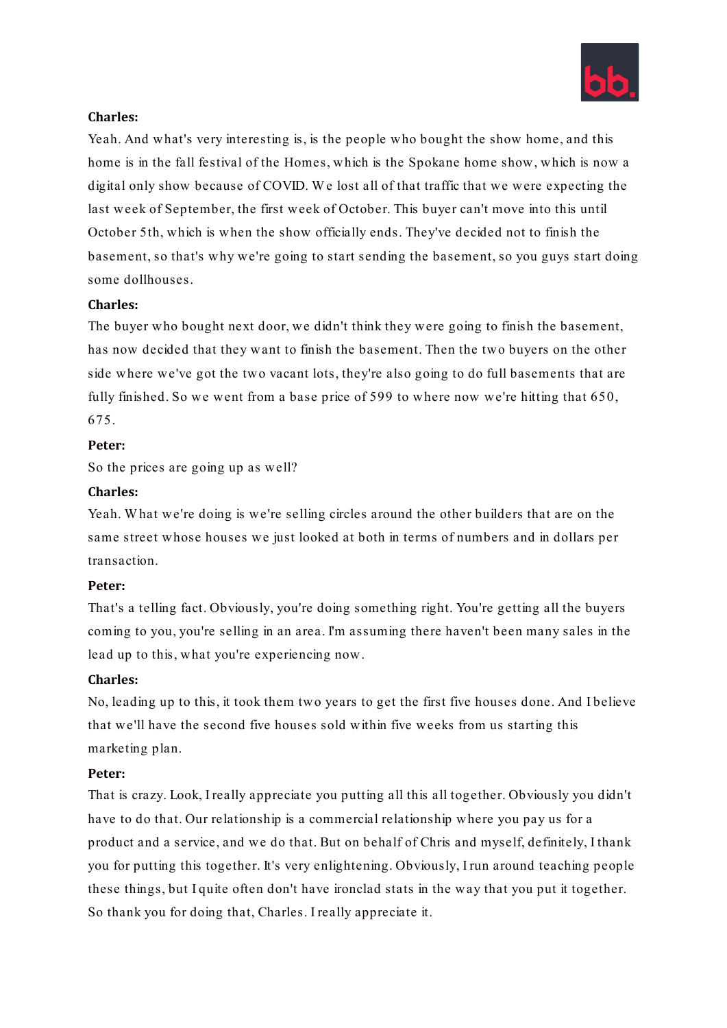**Charles:**

Yeah. And what's very interesting is, is the people who bought the show home, and this home is in the fall festival of the Homes, which is the Spokane home show, which is now a digital only show because of COVID. We lost all of that traffic that we were expecting the last week of September, the first week of October. This buyer can't move into this until October 5th, which is when the show officially ends. They've decided not to finish the basement, so that's why we're going to start sending the basement, so you guys start doing some dollhouses.

**Charles:**

The buyer who bought next door, we didn't think they were going to finish the basement, has now decided that they want to finish the basement. Then the two buyers on the other side where we've got the two vacant lots, they're also going to do full basements that are fully finished. So we went from a base price of 599 to where now we're hitting that 650, 675.

**Peter:**

So the prices are going up as well?

**Charles:**

Yeah. What we're doing is we're selling circles around the other builders that are on the same street whose houses we just looked at both in terms of numbers and in dollars per transaction.

**Peter:**

That's a telling fact. Obviously, you're doing something right. You're getting all the buyers coming to you, you're selling in an area. I'm assuming there haven't been many sales in the lead up to this, what you're experiencing now.

**Charles:**

No, leading up to this, it took them two years to get the first five houses done. And I believe that we'll have the second five houses sold within five weeks from us starting this marketing plan.

**Peter:**

That is crazy. Look, I really appreciate you putting all this all together. Obviously you didn't have to do that. Our relationship is a commercial relationship where you pay us for a product and a service, and we do that. But on behalf of Chris and myself, definitely, I thank you for putting this together. It's very enlightening. Obviously, I run around teaching people these things, but I quite often don't have ironclad stats in the way that you put it together. So thank you for doing that, Charles. I really appreciate it.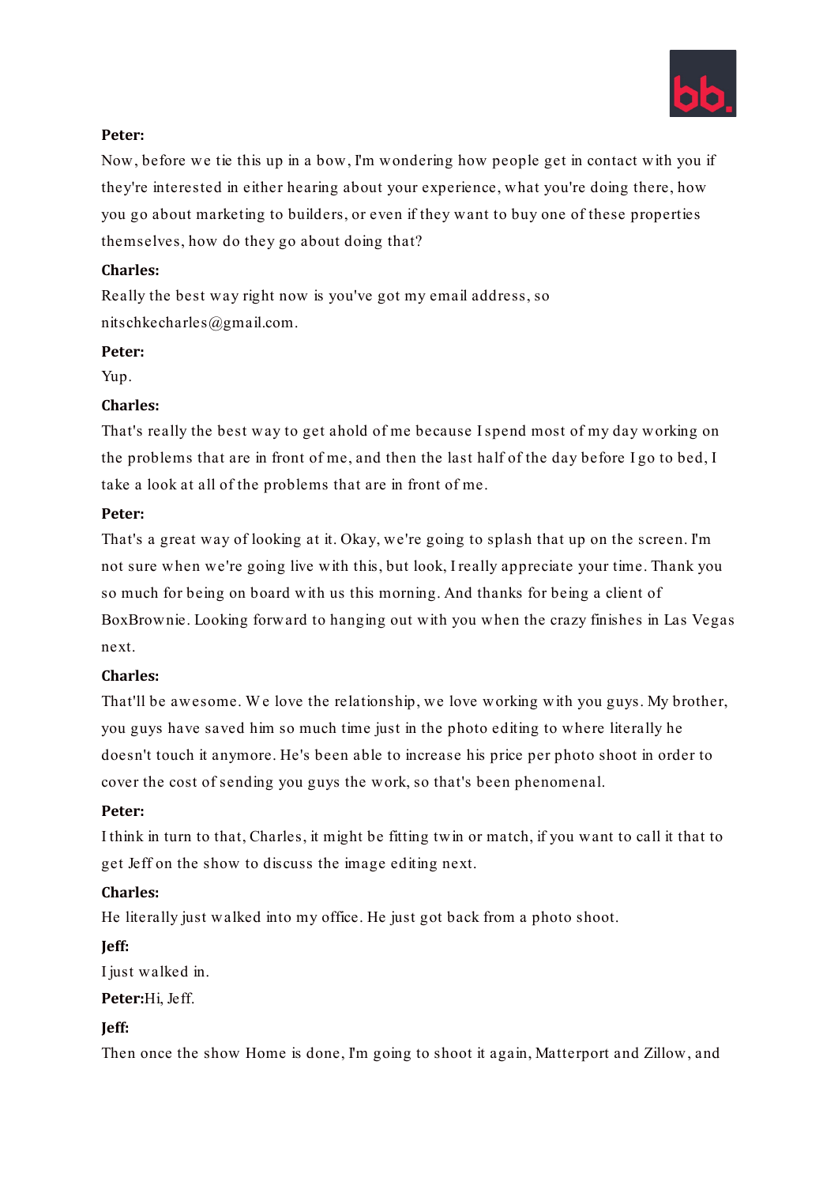**Peter:**

Now, before we tie this up in a bow, I'm wondering how people get in contact with you if they're interested in either hearing about your experience, what you're doing there, how you go about marketing to builders, or even if they want to buy one of these properties themselves, how do they go about doing that?

**Charles:**

Really the best way right now is you've got my email address, so nitschkecharles@gmail.com.

**Peter:**

Yup.

**Charles:**

That's really the best way to get ahold of me because I spend most of my day working on the problems that are in front of me, and then the last half of the day before I go to bed, I take a look at all of the problems that are in front of me.

**Peter:**

That's a great way of looking at it. Okay, we're going to splash that up on the screen. I'm not sure when we're going live with this, but look, I really appreciate your time. Thank you so much for being on board with us this morning. And thanks for being a client of BoxBrownie. Looking forward to hanging out with you when the crazy finishes in Las Vegas next.

**Charles:**

That'll be awesome. We love the relationship, we love working with you guys. My brother, you guys have saved him so much time just in the photo editing to where literally he doesn't touch it anymore. He's been able to increase his price per photo shoot in order to cover the cost of sending you guys the work, so that's been phenomenal.

**Peter:**

I think in turn to that, Charles, it might be fitting twin or match, if you want to call it that to get Jeff on the show to discuss the image editing next.

**Charles:**

He literally just walked into my office. He just got back from a photo shoot.

**Jeff:**

I just walked in.

**Peter:** Hi, Jeff.

**Jeff:**

Then once the show Home is done, I'm going to shoot it again, Matterport and Zillow, and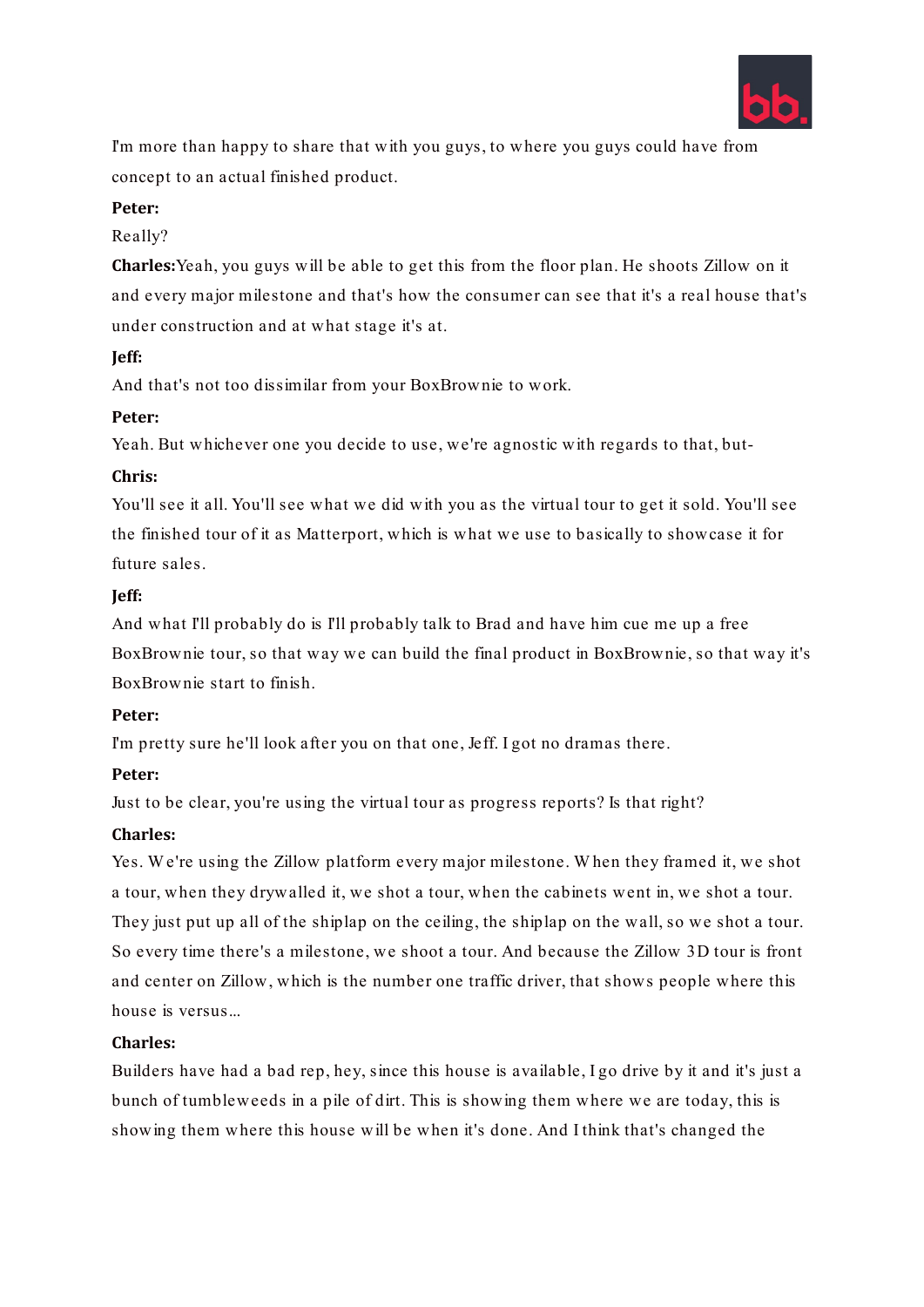I'm more than happy to share that with you guys, to where you guys could have from concept to an actual finished product.

**Peter:**

Really?

**Charles:** Yeah, you guys will be able to get this from the floor plan. He shoots Zillow on it and every major milestone and that's how the consumer can see that it's a real house that's under construction and at what stage it's at.

**Jeff:**

And that's not too dissimilar from your BoxBrownie to work.

**Peter:**

Yeah. But whichever one you decide to use, we're agnostic with regards to that, but-

**Chris:**

You'll see it all. You'll see what we did with you as the virtual tour to get it sold. You'll see the finished tour of it as Matterport, which is what we use to basically to showcase it for future sales.

**Jeff:**

And what I'll probably do is I'll probably talk to Brad and have him cue me up a free BoxBrownie tour, so that way we can build the final product in BoxBrownie, so that way it's BoxBrownie start to finish.

**Peter:**

I'm pretty sure he'll look after you on that one, Jeff. I got no dramas there.

**Peter:**

Just to be clear, you're using the virtual tour as progress reports? Is that right?

**Charles:**

Yes. We're using the Zillow platform every major milestone. When they framed it, we shot a tour, when they drywalled it, we shot a tour, when the cabinets went in, we shot a tour. They just put up all of the shiplap on the ceiling, the shiplap on the wall, so we shot a tour. So every time there's a milestone, we shoot a tour. And because the Zillow 3D tour is front and center on Zillow, which is the number one traffic driver, that shows people where this house is versus...

**Charles:**

Builders have had a bad rep, hey, since this house is available, I go drive by it and it's just a bunch of tumbleweeds in a pile of dirt. This is showing them where we are today, this is showing them where this house will be when it's done. And I think that's changed the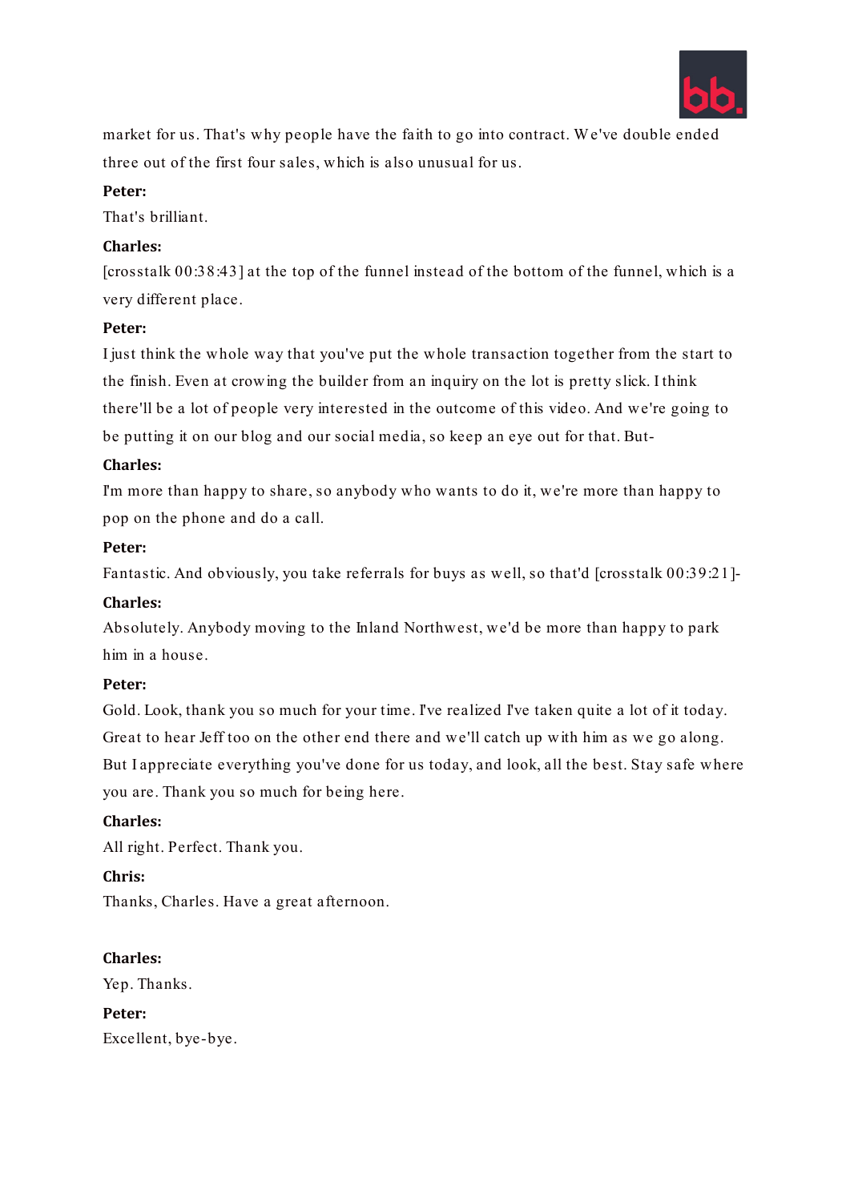market for us. That's why people have the faith to go into contract. We've double ended three out of the first four sales, which is also unusual for us.

**Peter:**

That's brilliant.

**Charles:**

[crosstalk 00:38:43] at the top of the funnel instead of the bottom of the funnel, which is a very different place.

**Peter:**

I just think the whole way that you've put the whole transaction together from the start to the finish. Even at crowing the builder from an inquiry on the lot is pretty slick. I think there'll be a lot of people very interested in the outcome of this video. And we're going to be putting it on our blog and our social media, so keep an eye out for that. But-

**Charles:**

I'm more than happy to share, so anybody who wants to do it, we're more than happy to pop on the phone and do a call.

**Peter:**

Fantastic. And obviously, you take referrals for buys as well, so that'd [crosstalk 00:39:21]-

**Charles:**

Absolutely. Anybody moving to the Inland Northwest, we'd be more than happy to park him in a house.

**Peter:**

Gold. Look, thank you so much for your time. I've realized I've taken quite a lot of it today. Great to hear Jeff too on the other end there and we'll catch up with him as we go along. But I appreciate everything you've done for us today, and look, all the best. Stay safe where you are. Thank you so much for being here.

**Charles:**

All right. Perfect. Thank you.

**Chris:**

Thanks, Charles. Have a great afternoon.

**Charles:**

Yep. Thanks.

**Peter:**

Excellent, bye-bye.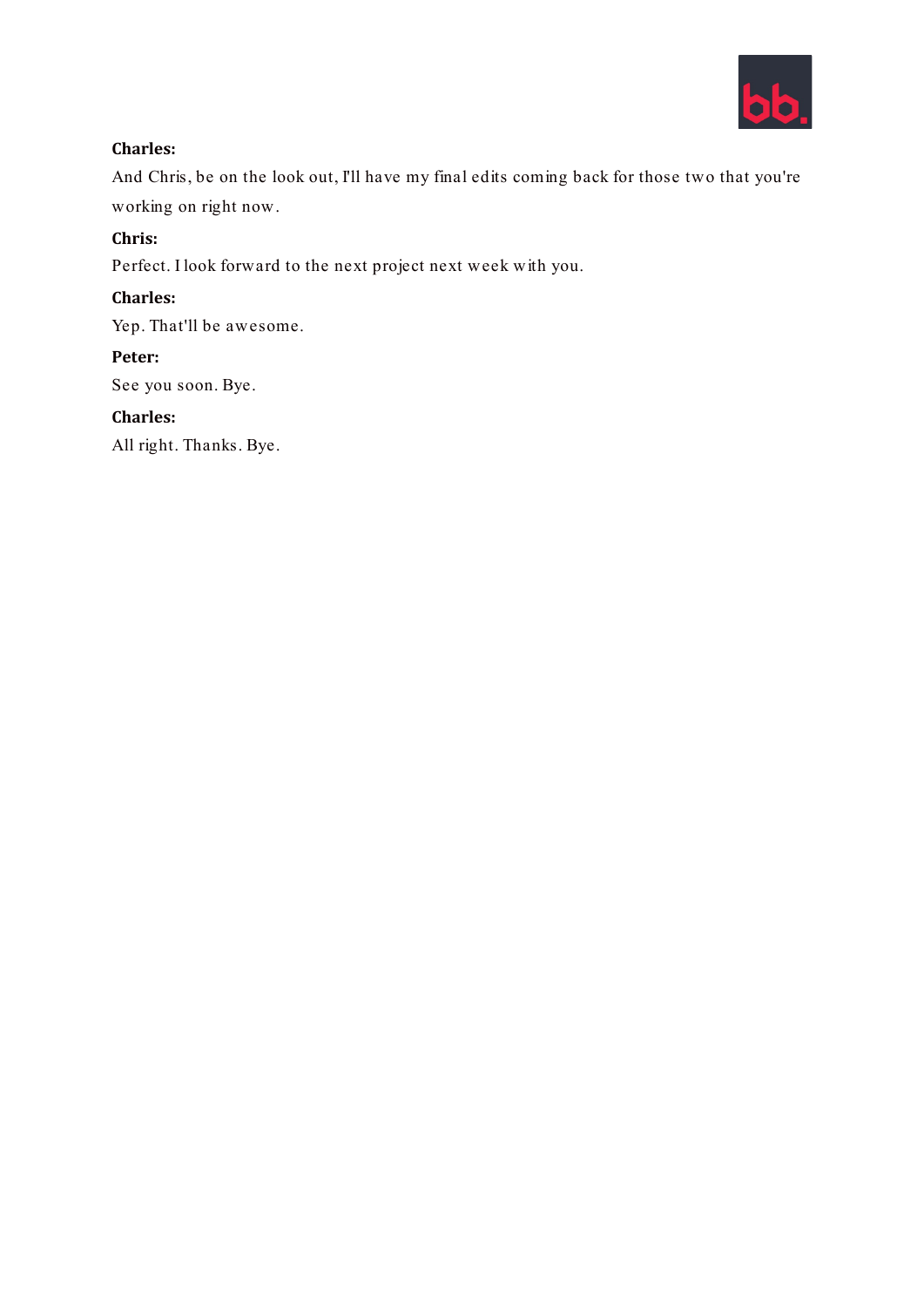**Charles:**

And Chris, be on the look out, I'll have my final edits coming back for those two that you're working on right now.

**Chris:**

Perfect. I look forward to the next project next week with you.

**Charles:**

Yep. That'll be awesome.

**Peter:**

See you soon. Bye.

**Charles:**

All right. Thanks. Bye.